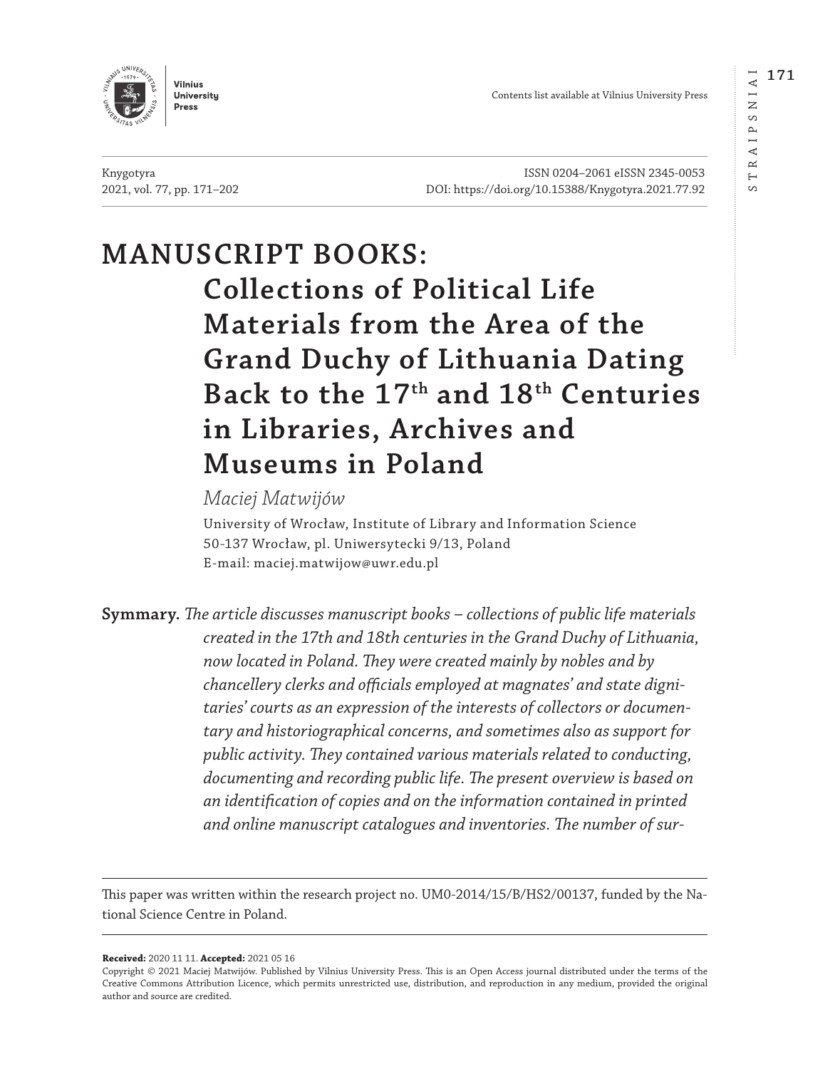Contents list available at Vilnius University Press

Knygotyra
2021, vol. 77, pp. 171–202

ISSN 0204–2061 eISSN 2345-0053
DOI: https://doi.org/10.15388/Knygotyra.2021.77.92

# MANUSCRIPT BOOKS: Collections of Political Life Materials from the Area of the Grand Duchy of Lithuania Dating Back to the 17th and 18th Centuries in Libraries, Archives and Museums in Poland

*Maciej Matwijów*

University of Wrocław, Institute of Library and Information Science
50-137 Wrocław, pl. Uniwersytecki 9/13, Poland
E-mail: maciej.matwijow@uwr.edu.pl

**Symmary.** *The article discusses manuscript books – collections of public life materials created in the 17th and 18th centuries in the Grand Duchy of Lithuania, now located in Poland. They were created mainly by nobles and by chancellery clerks and officials employed at magnates' and state dignitaries' courts as an expression of the interests of collectors or documentary and historiographical concerns, and sometimes also as support for public activity. They contained various materials related to conducting, documenting and recording public life. The present overview is based on an identification of copies and on the information contained in printed and online manuscript catalogues and inventories. The number of sur-*

---

This paper was written within the research project no. UM0-2014/15/B/HS2/00137, funded by the National Science Centre in Poland.

---

**Received:** 2020 11 11. **Accepted:** 2021 05 16

Copyright © 2021 Maciej Matwijów. Published by Vilnius University Press. This is an Open Access journal distributed under the terms of the Creative Commons Attribution Licence, which permits unrestricted use, distribution, and reproduction in any medium, provided the original author and source are credited.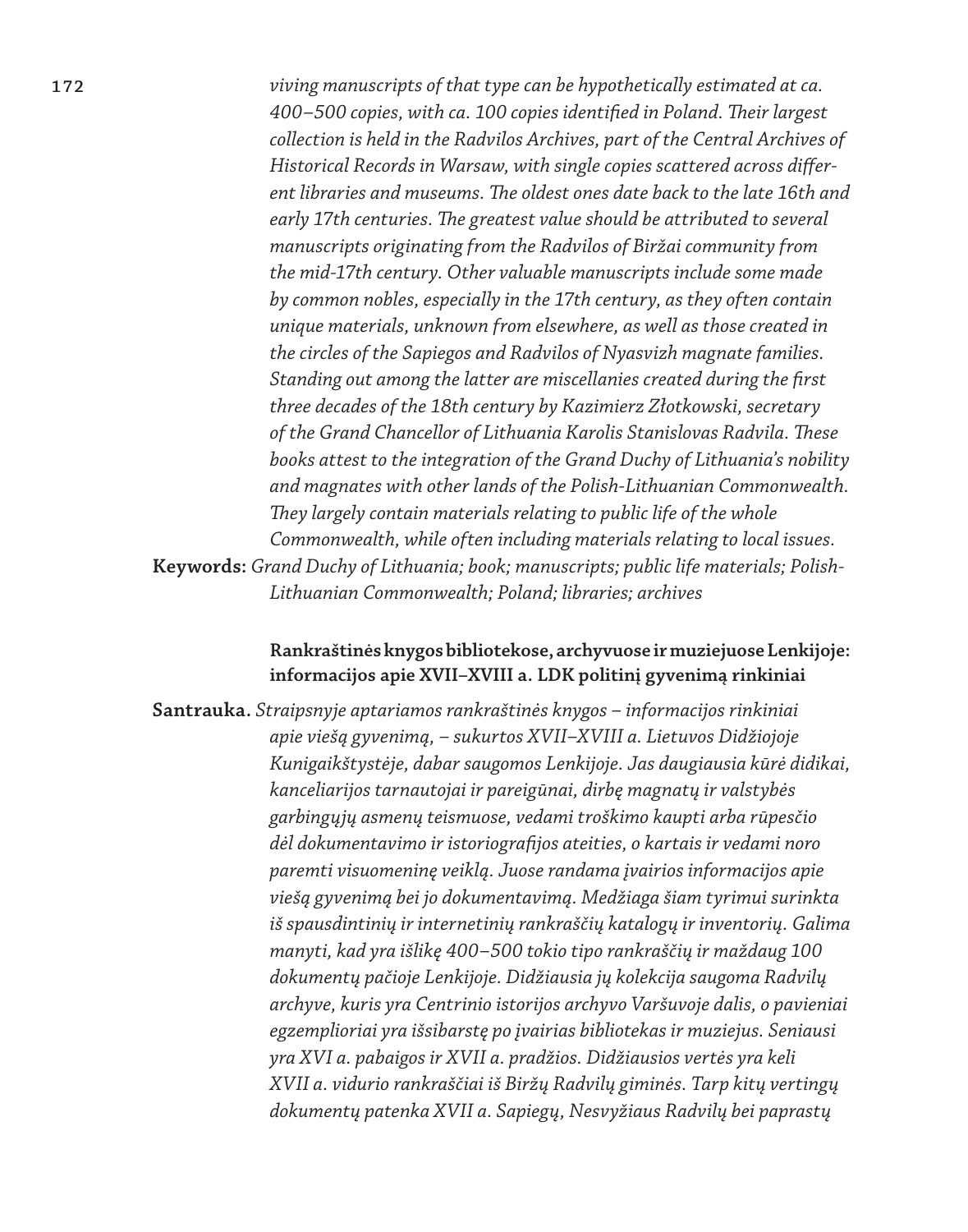*viving manuscripts of that type can be hypothetically estimated at ca. 400–500 copies, with ca. 100 copies identified in Poland. Their largest collection is held in the Radvilos Archives, part of the Central Archives of Historical Records in Warsaw, with single copies scattered across different libraries and museums. The oldest ones date back to the late 16th and early 17th centuries. The greatest value should be attributed to several manuscripts originating from the Radvilos of Biržai community from the mid-17th century. Other valuable manuscripts include some made by common nobles, especially in the 17th century, as they often contain unique materials, unknown from elsewhere, as well as those created in the circles of the Sapiegos and Radvilos of Nyasvizh magnate families. Standing out among the latter are miscellanies created during the first three decades of the 18th century by Kazimierz Złotkowski, secretary of the Grand Chancellor of Lithuania Karolis Stanislovas Radvila. These books attest to the integration of the Grand Duchy of Lithuania's nobility and magnates with other lands of the Polish-Lithuanian Commonwealth. They largely contain materials relating to public life of the whole Commonwealth, while often including materials relating to local issues.*

**Keywords:** *Grand Duchy of Lithuania; book; manuscripts; public life materials; Polish-Lithuanian Commonwealth; Poland; libraries; archives*

### Rankraštinės knygos bibliotekose, archyvuose ir muziejuose Lenkijoje: informacijos apie XVII–XVIII a. LDK politinį gyvenimą rinkiniai

**Santrauka.** *Straipsnyje aptariamos rankraštinės knygos – informacijos rinkiniai apie viešą gyvenimą, – sukurtos XVII–XVIII a. Lietuvos Didžiojoje Kunigaikštystėje, dabar saugomos Lenkijoje. Jas daugiausia kūrė didikai, kanceliarijos tarnautojai ir pareigūnai, dirbę magnatų ir valstybės garbingųjų asmenų teismuose, vedami troškimo kaupti arba rūpesčio dėl dokumentavimo ir istoriografijos ateities, o kartais ir vedami noro paremti visuomeninę veiklą. Juose randama įvairios informacijos apie viešą gyvenimą bei jo dokumentavimą. Medžiaga šiam tyrimui surinkta iš spausdintinių ir internetinių rankraščių katalogų ir inventorių. Galima manyti, kad yra išlikę 400–500 tokio tipo rankraščių ir maždaug 100 dokumentų pačioje Lenkijoje. Didžiausia jų kolekcija saugoma Radvilų archyve, kuris yra Centrinio istorijos archyvo Varšuvoje dalis, o pavieniai egzemplioriai yra išsibarstę po įvairias bibliotekas ir muziejus. Seniausi yra XVI a. pabaigos ir XVII a. pradžios. Didžiausios vertės yra keli XVII a. vidurio rankraščiai iš Biržų Radvilų giminės. Tarp kitų vertingų dokumentų patenka XVII a. Sapiegų, Nesvyžiaus Radvilų bei paprastų*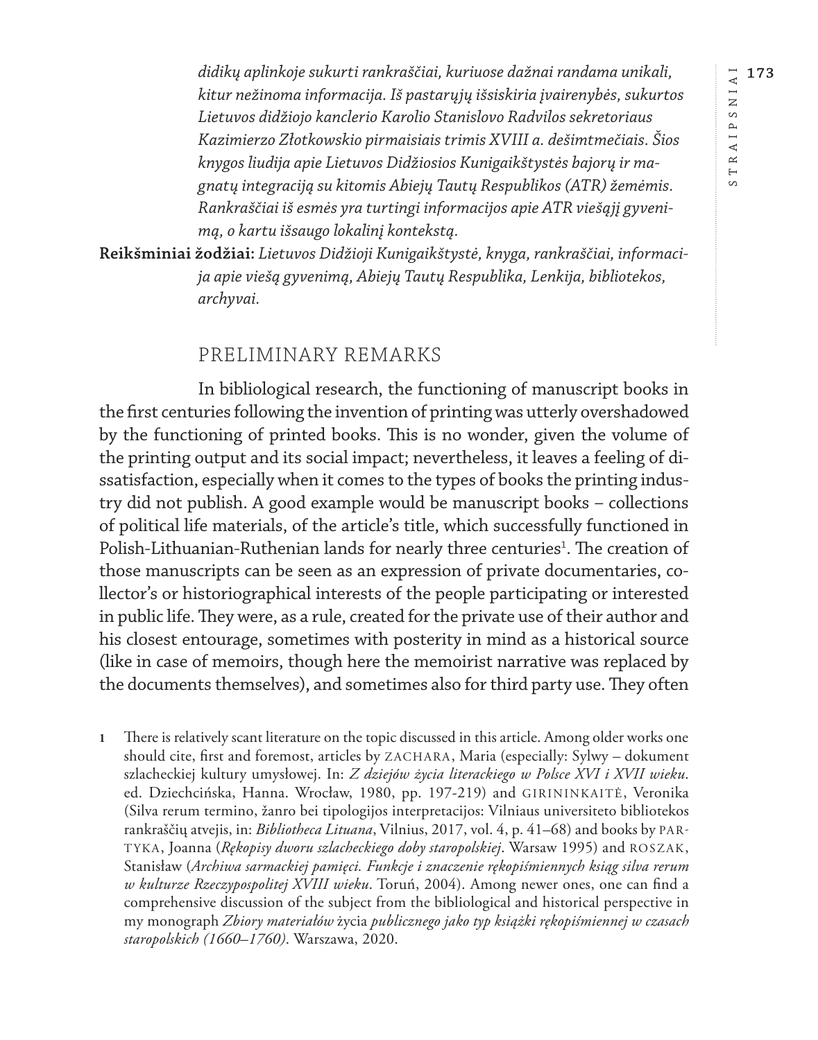*didikų aplinkoje sukurti rankraščiai, kuriuose dažnai randama unikali, kitur nežinoma informacija. Iš pastarųjų išsiskiria įvairenybės, sukurtos Lietuvos didžiojo kanclerio Karolio Stanislovo Radvilos sekretoriaus Kazimierzo Złotkowskio pirmaisiais trimis XVIII a. dešimtmečiais. Šios knygos liudija apie Lietuvos Didžiosios Kunigaikštystės bajorų ir magnatų integraciją su kitomis Abiejų Tautų Respublikos (ATR) žemėmis. Rankraščiai iš esmės yra turtingi informacijos apie ATR viešąjį gyvenimą, o kartu išsaugo lokalinį kontekstą.*

**Reikšminiai žodžiai:** *Lietuvos Didžioji Kunigaikštystė, knyga, rankraščiai, informacija apie viešą gyvenimą, Abiejų Tautų Respublika, Lenkija, bibliotekos, archyvai.*

## PRELIMINARY REMARKS

In bibliological research, the functioning of manuscript books in the first centuries following the invention of printing was utterly overshadowed by the functioning of printed books. This is no wonder, given the volume of the printing output and its social impact; nevertheless, it leaves a feeling of dissatisfaction, especially when it comes to the types of books the printing industry did not publish. A good example would be manuscript books – collections of political life materials, of the article's title, which successfully functioned in Polish-Lithuanian-Ruthenian lands for nearly three centuries[1]. The creation of those manuscripts can be seen as an expression of private documentaries, collector's or historiographical interests of the people participating or interested in public life. They were, as a rule, created for the private use of their author and his closest entourage, sometimes with posterity in mind as a historical source (like in case of memoirs, though here the memoirist narrative was replaced by the documents themselves), and sometimes also for third party use. They often

1 There is relatively scant literature on the topic discussed in this article. Among older works one should cite, first and foremost, articles by ZACHARA, Maria (especially: Sylwy – dokument szlacheckiej kultury umysłowej. In: *Z dziejów życia literackiego w Polsce XVI i XVII wieku*. ed. Dziechcińska, Hanna. Wrocław, 1980, pp. 197-219) and GIRININKAITĖ, Veronika (Silva rerum termino, žanro bei tipologijos interpretacijos: Vilniaus universiteto bibliotekos rankraščių atvejis, in: *Bibliotheca Lituana*, Vilnius, 2017, vol. 4, p. 41–68) and books by PARTYKA, Joanna (*Rękopisy dworu szlacheckiego doby staropolskiej*. Warsaw 1995) and ROSZAK, Stanisław (*Archiwa sarmackiej pamięci. Funkcje i znaczenie rękopiśmiennych ksiąg silva rerum w kulturze Rzeczypospolitej XVIII wieku*. Toruń, 2004). Among newer ones, one can find a comprehensive discussion of the subject from the bibliological and historical perspective in my monograph *Zbiory materiałów* życia *publicznego jako typ książki rękopiśmiennej w czasach staropolskich (1660–1760)*. Warszawa, 2020.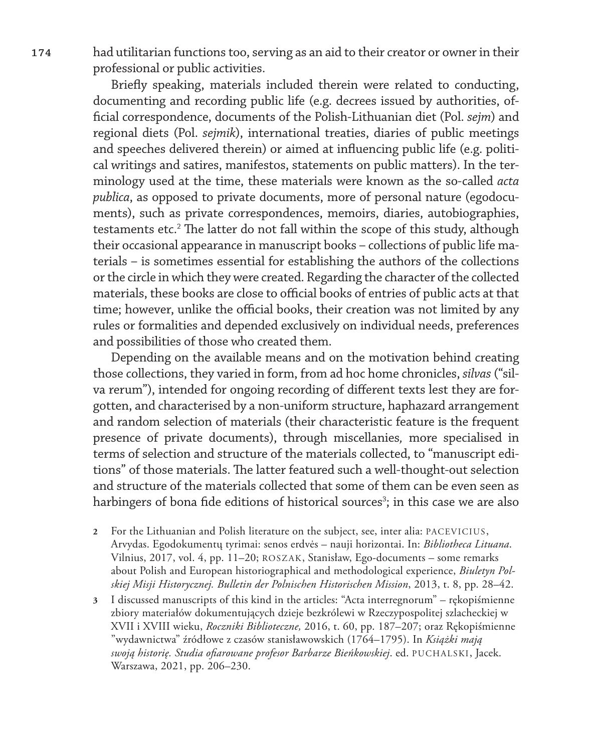had utilitarian functions too, serving as an aid to their creator or owner in their professional or public activities.

Briefly speaking, materials included therein were related to conducting, documenting and recording public life (e.g. decrees issued by authorities, official correspondence, documents of the Polish-Lithuanian diet (Pol. *sejm*) and regional diets (Pol. *sejmik*), international treaties, diaries of public meetings and speeches delivered therein) or aimed at influencing public life (e.g. political writings and satires, manifestos, statements on public matters). In the terminology used at the time, these materials were known as the so-called *acta publica*, as opposed to private documents, more of personal nature (egodocuments), such as private correspondences, memoirs, diaries, autobiographies, testaments etc.[2] The latter do not fall within the scope of this study, although their occasional appearance in manuscript books – collections of public life materials – is sometimes essential for establishing the authors of the collections or the circle in which they were created. Regarding the character of the collected materials, these books are close to official books of entries of public acts at that time; however, unlike the official books, their creation was not limited by any rules or formalities and depended exclusively on individual needs, preferences and possibilities of those who created them.

Depending on the available means and on the motivation behind creating those collections, they varied in form, from ad hoc home chronicles, *silvas* ("silva rerum"), intended for ongoing recording of different texts lest they are forgotten, and characterised by a non-uniform structure, haphazard arrangement and random selection of materials (their characteristic feature is the frequent presence of private documents), through miscellanies, more specialised in terms of selection and structure of the materials collected, to "manuscript editions" of those materials. The latter featured such a well-thought-out selection and structure of the materials collected that some of them can be even seen as harbingers of bona fide editions of historical sources[3]; in this case we are also

2 For the Lithuanian and Polish literature on the subject, see, inter alia: PACEVICIUS, Arvydas. Egodokumentų tyrimai: senos erdvės – nauji horizontai. In: *Bibliotheca Lituana*. Vilnius, 2017, vol. 4, pp. 11–20; ROSZAK, Stanisław, Ego-documents – some remarks about Polish and European historiographical and methodological experience, *Biuletyn Polskiej Misji Historycznej. Bulletin der Polnischen Historischen Mission*, 2013, t. 8, pp. 28–42.

3 I discussed manuscripts of this kind in the articles: "Acta interregnorum" – rękopiśmienne zbiory materiałów dokumentujących dzieje bezkrólewi w Rzeczypospolitej szlacheckiej w XVII i XVIII wieku, *Roczniki Biblioteczne,* 2016, t. 60, pp. 187–207; oraz Rękopiśmienne "wydawnictwa" źródłowe z czasów stanisławowskich (1764–1795). In *Książki mają swoją historię. Studia ofiarowane profesor Barbarze Bieńkowskiej*. ed. PUCHALSKI, Jacek. Warszawa, 2021, pp. 206–230.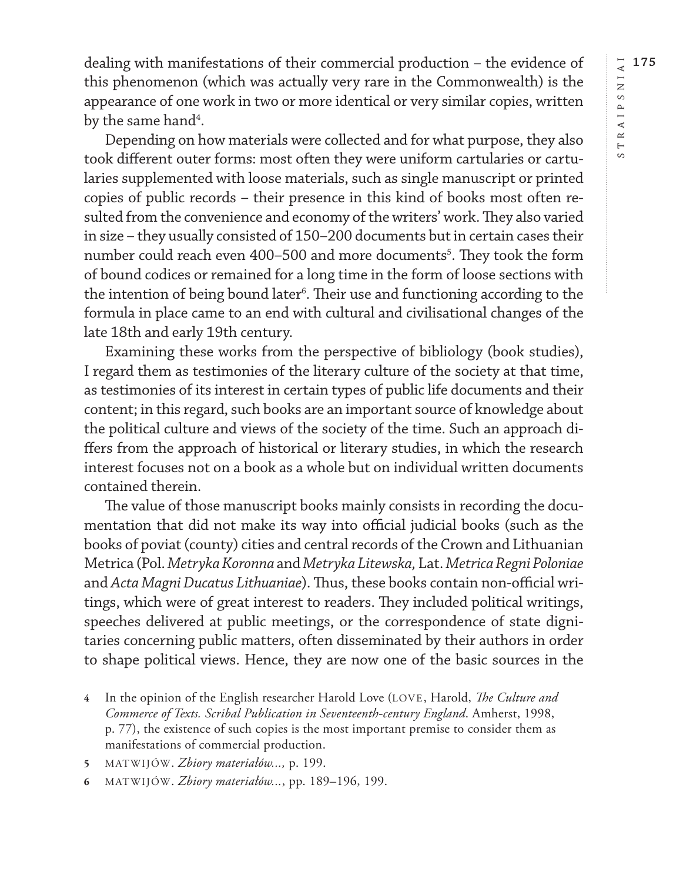dealing with manifestations of their commercial production – the evidence of this phenomenon (which was actually very rare in the Commonwealth) is the appearance of one work in two or more identical or very similar copies, written by the same hand[4].

Depending on how materials were collected and for what purpose, they also took different outer forms: most often they were uniform cartularies or cartularies supplemented with loose materials, such as single manuscript or printed copies of public records – their presence in this kind of books most often resulted from the convenience and economy of the writers' work. They also varied in size – they usually consisted of 150–200 documents but in certain cases their number could reach even 400–500 and more documents[5]. They took the form of bound codices or remained for a long time in the form of loose sections with the intention of being bound later[6]. Their use and functioning according to the formula in place came to an end with cultural and civilisational changes of the late 18th and early 19th century.

Examining these works from the perspective of bibliology (book studies), I regard them as testimonies of the literary culture of the society at that time, as testimonies of its interest in certain types of public life documents and their content; in this regard, such books are an important source of knowledge about the political culture and views of the society of the time. Such an approach differs from the approach of historical or literary studies, in which the research interest focuses not on a book as a whole but on individual written documents contained therein.

The value of those manuscript books mainly consists in recording the documentation that did not make its way into official judicial books (such as the books of poviat (county) cities and central records of the Crown and Lithuanian Metrica (Pol. *Metryka Koronna* and *Metryka Litewska,* Lat. *Metrica Regni Poloniae* and *Acta Magni Ducatus Lithuaniae*). Thus, these books contain non-official writings, which were of great interest to readers. They included political writings, speeches delivered at public meetings, or the correspondence of state dignitaries concerning public matters, often disseminated by their authors in order to shape political views. Hence, they are now one of the basic sources in the

4 In the opinion of the English researcher Harold Love (LOVE, Harold, *The Culture and Commerce of Texts. Scribal Publication in Seventeenth-century England*. Amherst, 1998, p. 77), the existence of such copies is the most important premise to consider them as manifestations of commercial production.

5 MATWIJÓW. *Zbiory materiałów...,* p. 199.

6 MATWIJÓW. *Zbiory materiałów...*, pp. 189–196, 199.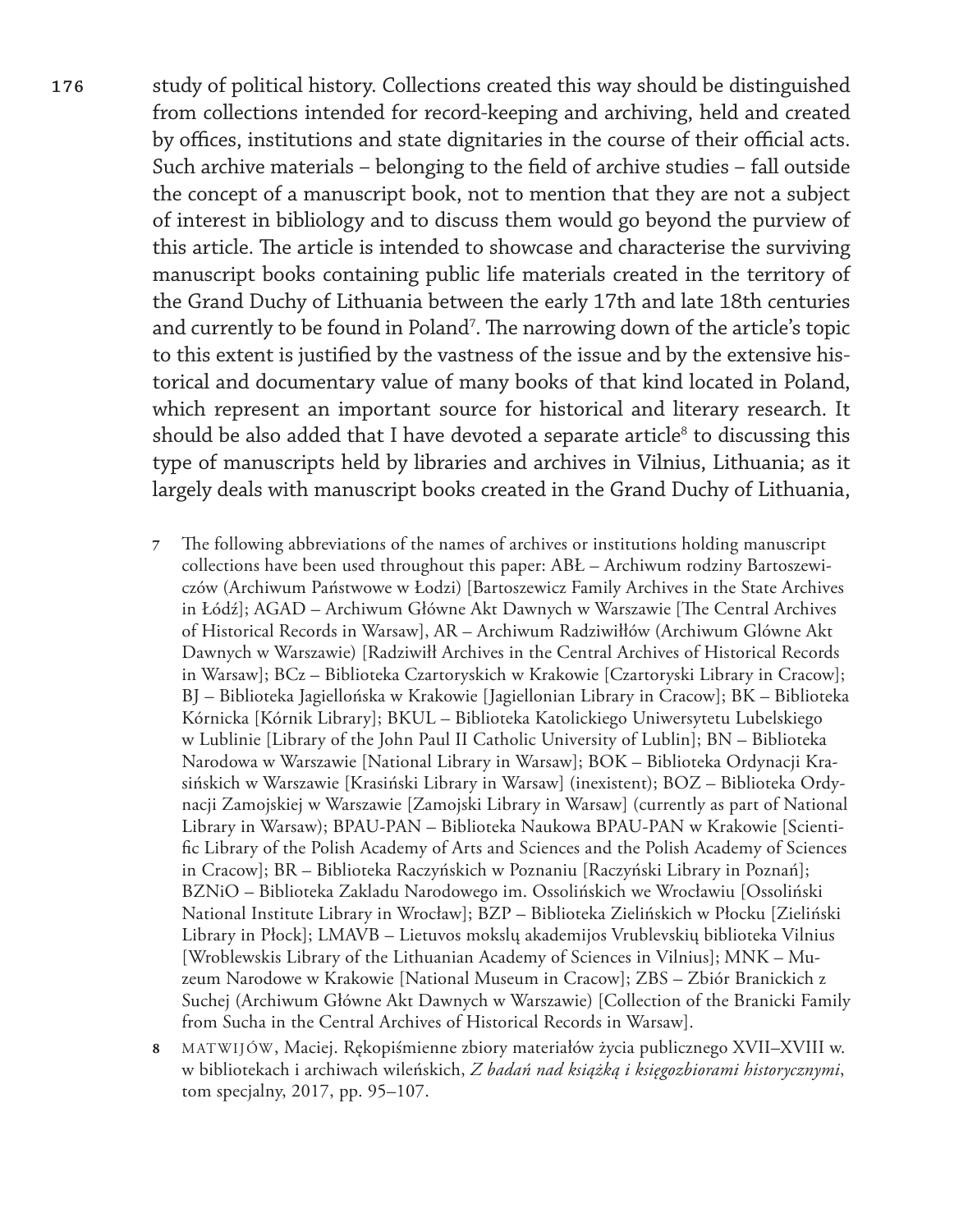study of political history. Collections created this way should be distinguished from collections intended for record-keeping and archiving, held and created by offices, institutions and state dignitaries in the course of their official acts. Such archive materials – belonging to the field of archive studies – fall outside the concept of a manuscript book, not to mention that they are not a subject of interest in bibliology and to discuss them would go beyond the purview of this article. The article is intended to showcase and characterise the surviving manuscript books containing public life materials created in the territory of the Grand Duchy of Lithuania between the early 17th and late 18th centuries and currently to be found in Poland[7]. The narrowing down of the article's topic to this extent is justified by the vastness of the issue and by the extensive historical and documentary value of many books of that kind located in Poland, which represent an important source for historical and literary research. It should be also added that I have devoted a separate article[8] to discussing this type of manuscripts held by libraries and archives in Vilnius, Lithuania; as it largely deals with manuscript books created in the Grand Duchy of Lithuania,

7 The following abbreviations of the names of archives or institutions holding manuscript collections have been used throughout this paper: ABŁ – Archiwum rodziny Bartoszewiczów (Archiwum Państwowe w Łodzi) [Bartoszewicz Family Archives in the State Archives in Łódź]; AGAD – Archiwum Główne Akt Dawnych w Warszawie [The Central Archives of Historical Records in Warsaw], AR – Archiwum Radziwiłłów (Archiwum Glówne Akt Dawnych w Warszawie) [Radziwiłł Archives in the Central Archives of Historical Records in Warsaw]; BCz – Biblioteka Czartoryskich w Krakowie [Czartoryski Library in Cracow]; BJ – Biblioteka Jagiellońska w Krakowie [Jagiellonian Library in Cracow]; BK – Biblioteka Kórnicka [Kórnik Library]; BKUL – Biblioteka Katolickiego Uniwersytetu Lubelskiego w Lublinie [Library of the John Paul II Catholic University of Lublin]; BN – Biblioteka Narodowa w Warszawie [National Library in Warsaw]; BOK – Biblioteka Ordynacji Krasińskich w Warszawie [Krasiński Library in Warsaw] (inexistent); BOZ – Biblioteka Ordynacji Zamojskiej w Warszawie [Zamojski Library in Warsaw] (currently as part of National Library in Warsaw); BPAU-PAN – Biblioteka Naukowa BPAU-PAN w Krakowie [Scientific Library of the Polish Academy of Arts and Sciences and the Polish Academy of Sciences in Cracow]; BR – Biblioteka Raczyńskich w Poznaniu [Raczyński Library in Poznań]; BZNiO – Biblioteka Zakladu Narodowego im. Ossolińskich we Wrocławiu [Ossoliński National Institute Library in Wrocław]; BZP – Biblioteka Zielińskich w Płocku [Zieliński Library in Płock]; LMAVB – Lietuvos mokslų akademijos Vrublevskių biblioteka Vilnius [Wroblewskis Library of the Lithuanian Academy of Sciences in Vilnius]; MNK – Muzeum Narodowe w Krakowie [National Museum in Cracow]; ZBS – Zbiór Branickich z Suchej (Archiwum Główne Akt Dawnych w Warszawie) [Collection of the Branicki Family from Sucha in the Central Archives of Historical Records in Warsaw].

8 MATWIJÓW, Maciej. Rękopiśmienne zbiory materiałów życia publicznego XVII–XVIII w. w bibliotekach i archiwach wileńskich, *Z badań nad książką i księgozbiorami historycznymi*, tom specjalny, 2017, pp. 95–107.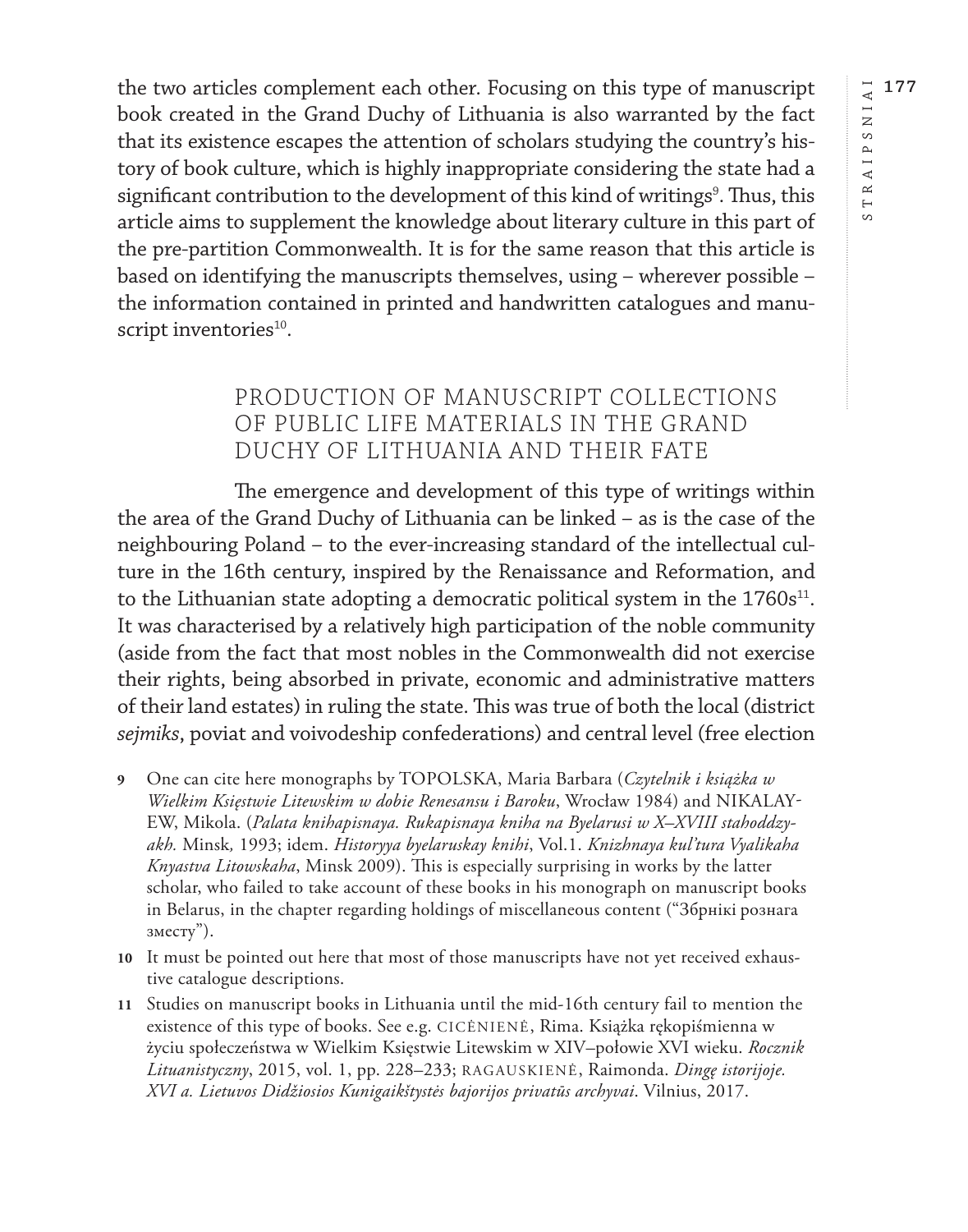the two articles complement each other. Focusing on this type of manuscript book created in the Grand Duchy of Lithuania is also warranted by the fact that its existence escapes the attention of scholars studying the country's history of book culture, which is highly inappropriate considering the state had a significant contribution to the development of this kind of writings[9]. Thus, this article aims to supplement the knowledge about literary culture in this part of the pre-partition Commonwealth. It is for the same reason that this article is based on identifying the manuscripts themselves, using – wherever possible – the information contained in printed and handwritten catalogues and manuscript inventories[10].

## PRODUCTION OF MANUSCRIPT COLLECTIONS OF PUBLIC LIFE MATERIALS IN THE GRAND DUCHY OF LITHUANIA AND THEIR FATE

The emergence and development of this type of writings within the area of the Grand Duchy of Lithuania can be linked – as is the case of the neighbouring Poland – to the ever-increasing standard of the intellectual culture in the 16th century, inspired by the Renaissance and Reformation, and to the Lithuanian state adopting a democratic political system in the 1760s[11]. It was characterised by a relatively high participation of the noble community (aside from the fact that most nobles in the Commonwealth did not exercise their rights, being absorbed in private, economic and administrative matters of their land estates) in ruling the state. This was true of both the local (district *sejmiks*, poviat and voivodeship confederations) and central level (free election

**9** One can cite here monographs by TOPOLSKA, Maria Barbara (*Czytelnik i książka w Wielkim Księstwie Litewskim w dobie Renesansu i Baroku*, Wrocław 1984) and NIKALAYEW, Mikola. (*Palata knihapisnaya. Rukapisnaya kniha na Byelarusi w X–XVIII stahoddzyakh.* Minsk, 1993; idem. *Historyya byelaruskay knihi*, Vol.1. *Knizhnaya kul'tura Vyalikaha Knyastva Litowskaha*, Minsk 2009). This is especially surprising in works by the latter scholar, who failed to take account of these books in his monograph on manuscript books in Belarus, in the chapter regarding holdings of miscellaneous content ("Зборнікі рознага зместу").

**10** It must be pointed out here that most of those manuscripts have not yet received exhaustive catalogue descriptions.

**11** Studies on manuscript books in Lithuania until the mid-16th century fail to mention the existence of this type of books. See e.g. CICĖNIENĖ, Rima. Książka rękopiśmienna w życiu społeczeństwa w Wielkim Księstwie Litewskim w XIV–połowie XVI wieku. *Rocznik Lituanistyczny*, 2015, vol. 1, pp. 228–233; RAGAUSKIENĖ, Raimonda. *Dingę istorijoje. XVI a. Lietuvos Didžiosios Kunigaikštystės bajorijos privatūs archyvai*. Vilnius, 2017.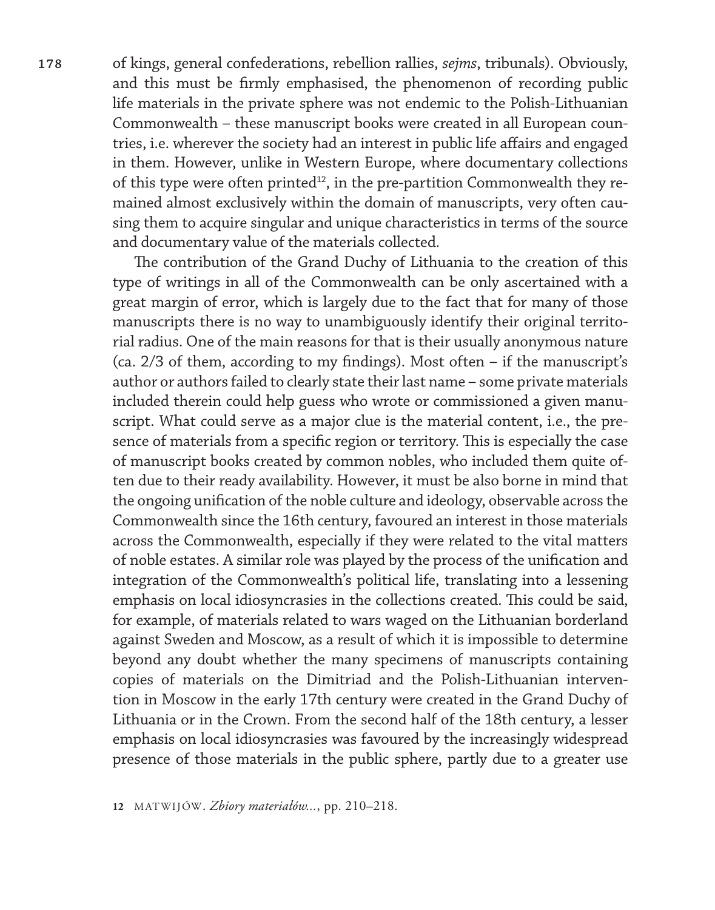of kings, general confederations, rebellion rallies, *sejms*, tribunals). Obviously, and this must be firmly emphasised, the phenomenon of recording public life materials in the private sphere was not endemic to the Polish-Lithuanian Commonwealth – these manuscript books were created in all European countries, i.e. wherever the society had an interest in public life affairs and engaged in them. However, unlike in Western Europe, where documentary collections of this type were often printed[12], in the pre-partition Commonwealth they remained almost exclusively within the domain of manuscripts, very often causing them to acquire singular and unique characteristics in terms of the source and documentary value of the materials collected.

The contribution of the Grand Duchy of Lithuania to the creation of this type of writings in all of the Commonwealth can be only ascertained with a great margin of error, which is largely due to the fact that for many of those manuscripts there is no way to unambiguously identify their original territorial radius. One of the main reasons for that is their usually anonymous nature (ca. 2/3 of them, according to my findings). Most often – if the manuscript's author or authors failed to clearly state their last name – some private materials included therein could help guess who wrote or commissioned a given manuscript. What could serve as a major clue is the material content, i.e., the presence of materials from a specific region or territory. This is especially the case of manuscript books created by common nobles, who included them quite often due to their ready availability. However, it must be also borne in mind that the ongoing unification of the noble culture and ideology, observable across the Commonwealth since the 16th century, favoured an interest in those materials across the Commonwealth, especially if they were related to the vital matters of noble estates. A similar role was played by the process of the unification and integration of the Commonwealth's political life, translating into a lessening emphasis on local idiosyncrasies in the collections created. This could be said, for example, of materials related to wars waged on the Lithuanian borderland against Sweden and Moscow, as a result of which it is impossible to determine beyond any doubt whether the many specimens of manuscripts containing copies of materials on the Dimitriad and the Polish-Lithuanian intervention in Moscow in the early 17th century were created in the Grand Duchy of Lithuania or in the Crown. From the second half of the 18th century, a lesser emphasis on local idiosyncrasies was favoured by the increasingly widespread presence of those materials in the public sphere, partly due to a greater use

12 MATWIJÓW. *Zbiory materiałów...*, pp. 210–218.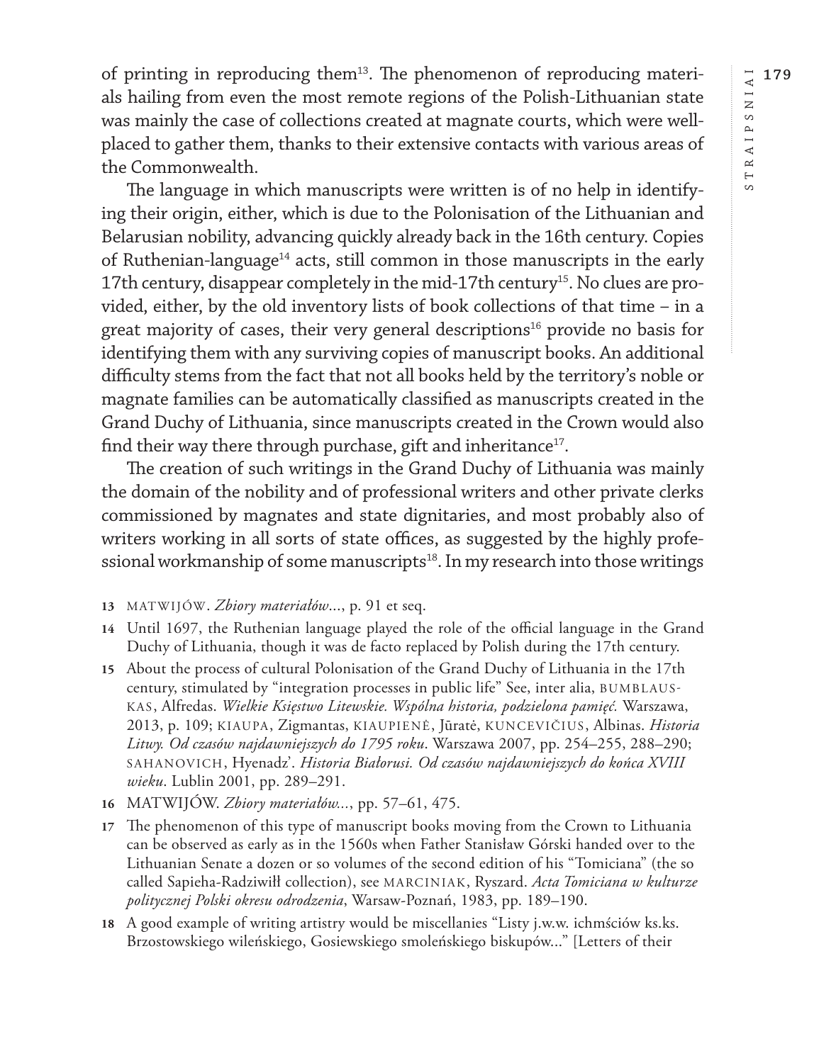of printing in reproducing them[13]. The phenomenon of reproducing materials hailing from even the most remote regions of the Polish-Lithuanian state was mainly the case of collections created at magnate courts, which were well-placed to gather them, thanks to their extensive contacts with various areas of the Commonwealth.

The language in which manuscripts were written is of no help in identifying their origin, either, which is due to the Polonisation of the Lithuanian and Belarusian nobility, advancing quickly already back in the 16th century. Copies of Ruthenian-language[14] acts, still common in those manuscripts in the early 17th century, disappear completely in the mid-17th century[15]. No clues are provided, either, by the old inventory lists of book collections of that time – in a great majority of cases, their very general descriptions[16] provide no basis for identifying them with any surviving copies of manuscript books. An additional difficulty stems from the fact that not all books held by the territory's noble or magnate families can be automatically classified as manuscripts created in the Grand Duchy of Lithuania, since manuscripts created in the Crown would also find their way there through purchase, gift and inheritance[17].

The creation of such writings in the Grand Duchy of Lithuania was mainly the domain of the nobility and of professional writers and other private clerks commissioned by magnates and state dignitaries, and most probably also of writers working in all sorts of state offices, as suggested by the highly professional workmanship of some manuscripts[18]. In my research into those writings

13 MATWIJÓW. *Zbiory materiałów*..., p. 91 et seq.

14 Until 1697, the Ruthenian language played the role of the official language in the Grand Duchy of Lithuania, though it was de facto replaced by Polish during the 17th century.

15 About the process of cultural Polonisation of the Grand Duchy of Lithuania in the 17th century, stimulated by "integration processes in public life" See, inter alia, BUMBLAUSKAS, Alfredas. *Wielkie Księstwo Litewskie. Wspólna historia, podzielona pamięć.* Warszawa, 2013, p. 109; KIAUPA, Zigmantas, KIAUPIENĖ, Jūratė, KUNCEVIČIUS, Albinas. *Historia Litwy. Od czasów najdawniejszych do 1795 roku*. Warszawa 2007, pp. 254–255, 288–290; SAHANOVICH, Hyenadz'. *Historia Białorusi. Od czasów najdawniejszych do końca XVIII wieku*. Lublin 2001, pp. 289–291.

16 MATWIJÓW. *Zbiory materiałów*..., pp. 57–61, 475.

17 The phenomenon of this type of manuscript books moving from the Crown to Lithuania can be observed as early as in the 1560s when Father Stanisław Górski handed over to the Lithuanian Senate a dozen or so volumes of the second edition of his "Tomiciana" (the so called Sapieha-Radziwiłł collection), see MARCINIAK, Ryszard. *Acta Tomiciana w kulturze politycznej Polski okresu odrodzenia*, Warsaw-Poznań, 1983, pp. 189–190.

18 A good example of writing artistry would be miscellanies "Listy j.w.w. ichmściów ks.ks. Brzostowskiego wileńskiego, Gosiewskiego smoleńskiego biskupów..." [Letters of their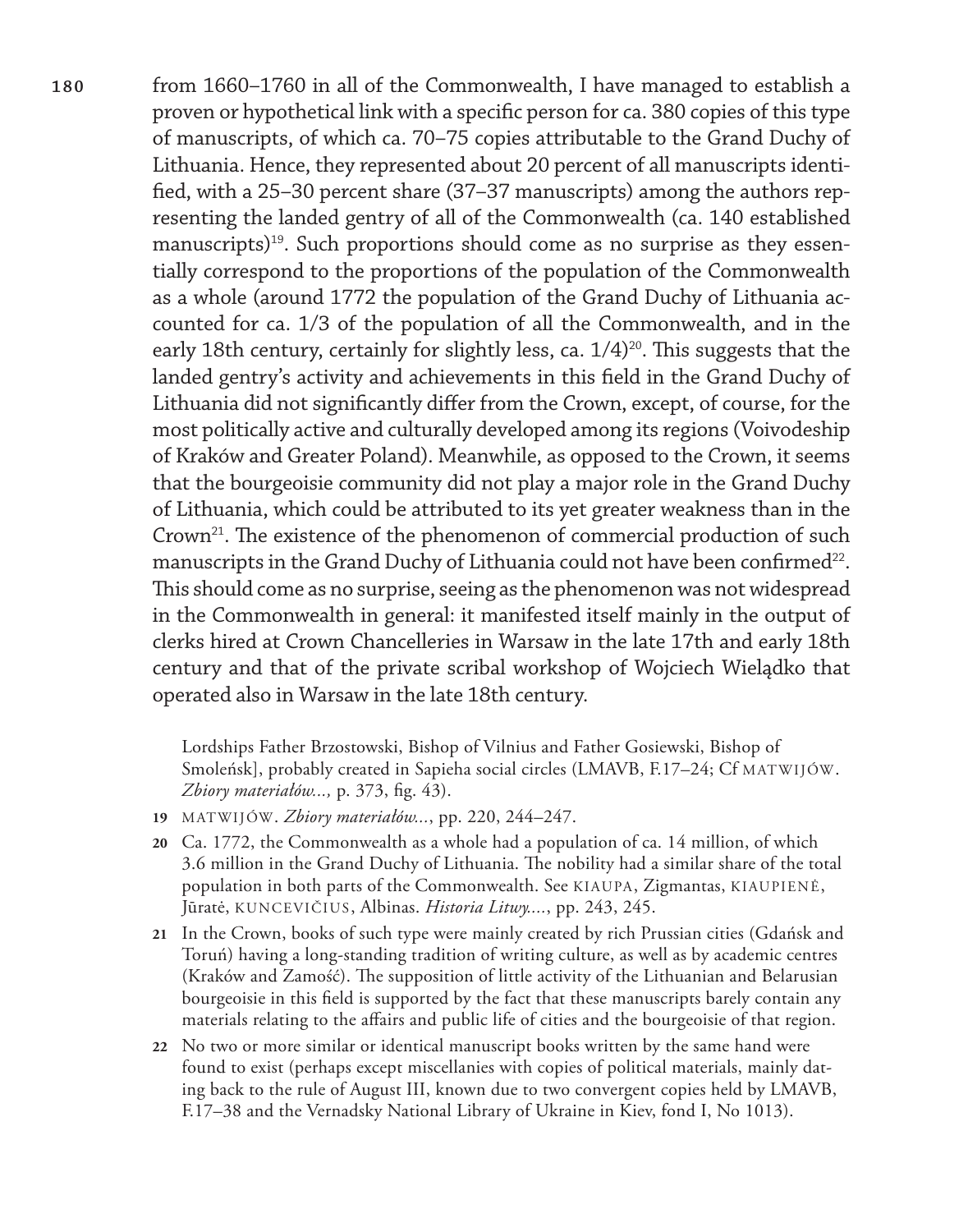from 1660–1760 in all of the Commonwealth, I have managed to establish a proven or hypothetical link with a specific person for ca. 380 copies of this type of manuscripts, of which ca. 70–75 copies attributable to the Grand Duchy of Lithuania. Hence, they represented about 20 percent of all manuscripts identified, with a 25–30 percent share (37–37 manuscripts) among the authors representing the landed gentry of all of the Commonwealth (ca. 140 established manuscripts)[19]. Such proportions should come as no surprise as they essentially correspond to the proportions of the population of the Commonwealth as a whole (around 1772 the population of the Grand Duchy of Lithuania accounted for ca. 1/3 of the population of all the Commonwealth, and in the early 18th century, certainly for slightly less, ca. 1/4)[20]. This suggests that the landed gentry's activity and achievements in this field in the Grand Duchy of Lithuania did not significantly differ from the Crown, except, of course, for the most politically active and culturally developed among its regions (Voivodeship of Kraków and Greater Poland). Meanwhile, as opposed to the Crown, it seems that the bourgeoisie community did not play a major role in the Grand Duchy of Lithuania, which could be attributed to its yet greater weakness than in the Crown[21]. The existence of the phenomenon of commercial production of such manuscripts in the Grand Duchy of Lithuania could not have been confirmed[22]. This should come as no surprise, seeing as the phenomenon was not widespread in the Commonwealth in general: it manifested itself mainly in the output of clerks hired at Crown Chancelleries in Warsaw in the late 17th and early 18th century and that of the private scribal workshop of Wojciech Wielądko that operated also in Warsaw in the late 18th century.

Lordships Father Brzostowski, Bishop of Vilnius and Father Gosiewski, Bishop of Smoleńsk], probably created in Sapieha social circles (LMAVB, F.17–24; Cf MATWIJÓW. *Zbiory materiałów...,* p. 373, fig. 43).

19 MATWIJÓW. *Zbiory materiałów...*, pp. 220, 244–247.

20 Ca. 1772, the Commonwealth as a whole had a population of ca. 14 million, of which 3.6 million in the Grand Duchy of Lithuania. The nobility had a similar share of the total population in both parts of the Commonwealth. See KIAUPA, Zigmantas, KIAUPIENĖ, Jūratė, KUNCEVIČIUS, Albinas. *Historia Litwy...*, pp. 243, 245.

21 In the Crown, books of such type were mainly created by rich Prussian cities (Gdańsk and Toruń) having a long-standing tradition of writing culture, as well as by academic centres (Kraków and Zamość). The supposition of little activity of the Lithuanian and Belarusian bourgeoisie in this field is supported by the fact that these manuscripts barely contain any materials relating to the affairs and public life of cities and the bourgeoisie of that region.

22 No two or more similar or identical manuscript books written by the same hand were found to exist (perhaps except miscellanies with copies of political materials, mainly dating back to the rule of August III, known due to two convergent copies held by LMAVB, F.17–38 and the Vernadsky National Library of Ukraine in Kiev, fond I, No 1013).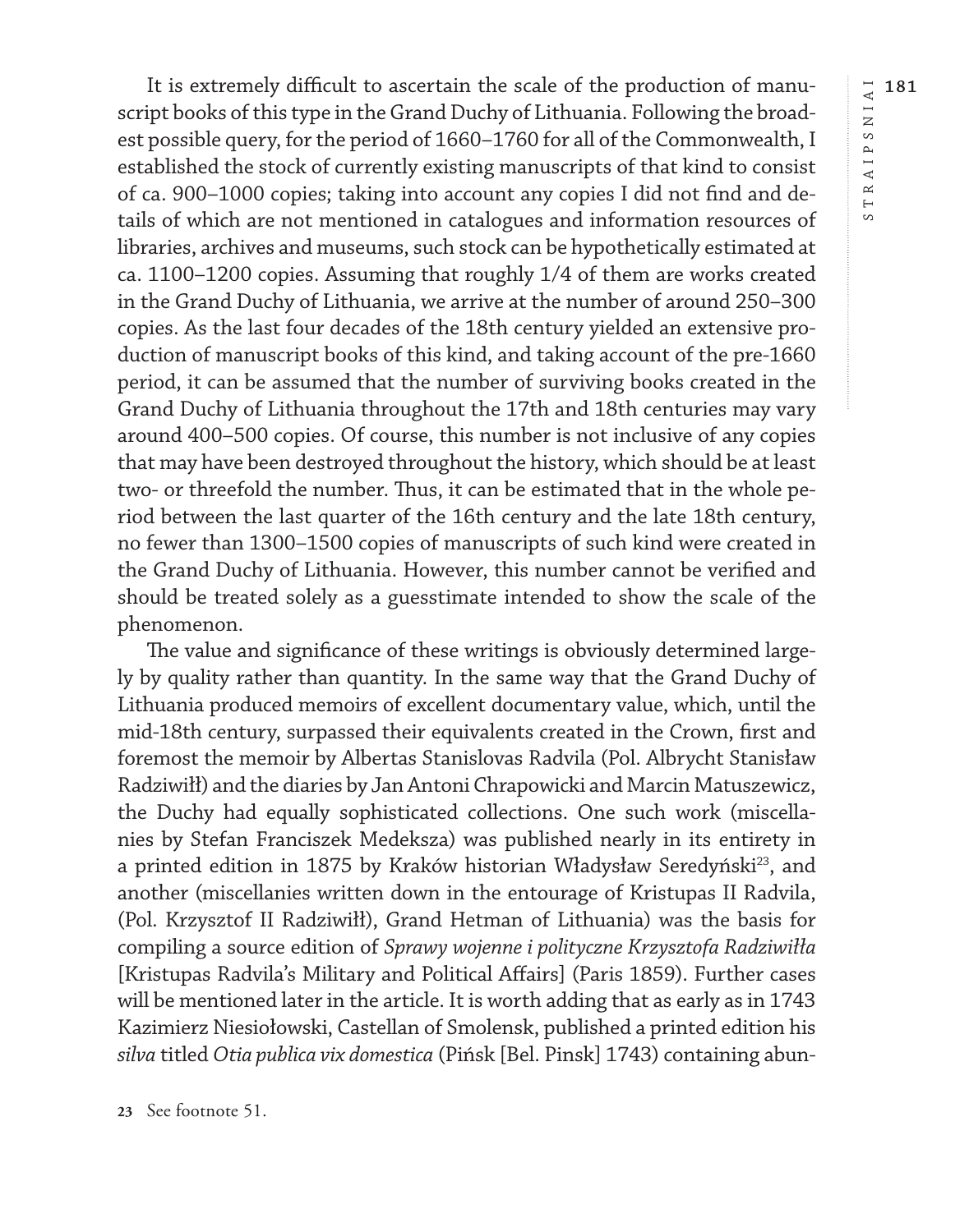It is extremely difficult to ascertain the scale of the production of manuscript books of this type in the Grand Duchy of Lithuania. Following the broadest possible query, for the period of 1660–1760 for all of the Commonwealth, I established the stock of currently existing manuscripts of that kind to consist of ca. 900–1000 copies; taking into account any copies I did not find and details of which are not mentioned in catalogues and information resources of libraries, archives and museums, such stock can be hypothetically estimated at ca. 1100–1200 copies. Assuming that roughly 1/4 of them are works created in the Grand Duchy of Lithuania, we arrive at the number of around 250–300 copies. As the last four decades of the 18th century yielded an extensive production of manuscript books of this kind, and taking account of the pre-1660 period, it can be assumed that the number of surviving books created in the Grand Duchy of Lithuania throughout the 17th and 18th centuries may vary around 400–500 copies. Of course, this number is not inclusive of any copies that may have been destroyed throughout the history, which should be at least two- or threefold the number. Thus, it can be estimated that in the whole period between the last quarter of the 16th century and the late 18th century, no fewer than 1300–1500 copies of manuscripts of such kind were created in the Grand Duchy of Lithuania. However, this number cannot be verified and should be treated solely as a guesstimate intended to show the scale of the phenomenon.

The value and significance of these writings is obviously determined largely by quality rather than quantity. In the same way that the Grand Duchy of Lithuania produced memoirs of excellent documentary value, which, until the mid-18th century, surpassed their equivalents created in the Crown, first and foremost the memoir by Albertas Stanislovas Radvila (Pol. Albrycht Stanisław Radziwiłł) and the diaries by Jan Antoni Chrapowicki and Marcin Matuszewicz, the Duchy had equally sophisticated collections. One such work (miscellanies by Stefan Franciszek Medeksza) was published nearly in its entirety in a printed edition in 1875 by Kraków historian Władysław Seredyński[23], and another (miscellanies written down in the entourage of Kristupas II Radvila, (Pol. Krzysztof II Radziwiłł), Grand Hetman of Lithuania) was the basis for compiling a source edition of *Sprawy wojenne i polityczne Krzysztofa Radziwiłła* [Kristupas Radvila's Military and Political Affairs] (Paris 1859). Further cases will be mentioned later in the article. It is worth adding that as early as in 1743 Kazimierz Niesiołowski, Castellan of Smolensk, published a printed edition his *silva* titled *Otia publica vix domestica* (Pińsk [Bel. Pinsk] 1743) containing abun-

**23** See footnote 51.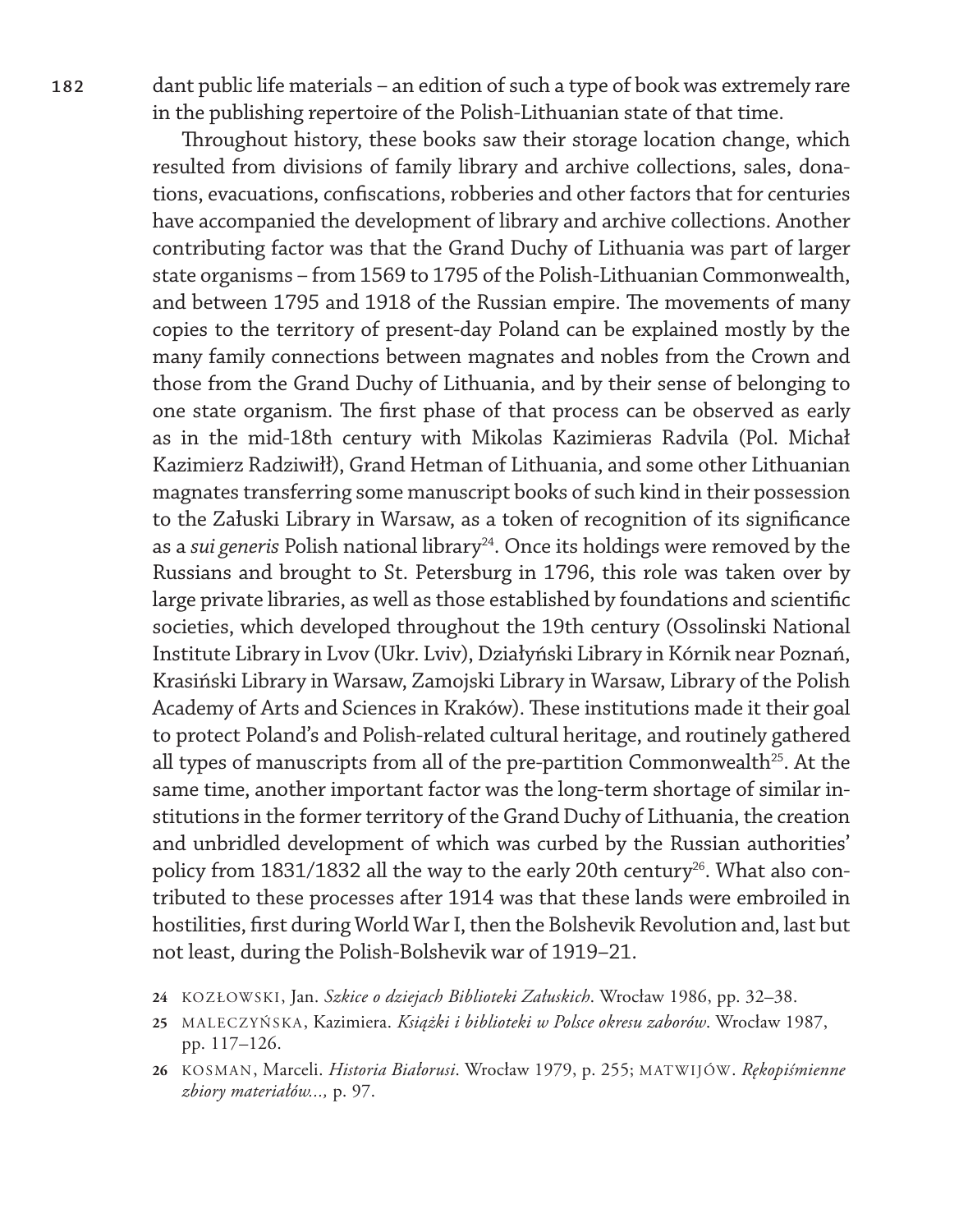dant public life materials – an edition of such a type of book was extremely rare in the publishing repertoire of the Polish-Lithuanian state of that time.

Throughout history, these books saw their storage location change, which resulted from divisions of family library and archive collections, sales, donations, evacuations, confiscations, robberies and other factors that for centuries have accompanied the development of library and archive collections. Another contributing factor was that the Grand Duchy of Lithuania was part of larger state organisms – from 1569 to 1795 of the Polish-Lithuanian Commonwealth, and between 1795 and 1918 of the Russian empire. The movements of many copies to the territory of present-day Poland can be explained mostly by the many family connections between magnates and nobles from the Crown and those from the Grand Duchy of Lithuania, and by their sense of belonging to one state organism. The first phase of that process can be observed as early as in the mid-18th century with Mikolas Kazimieras Radvila (Pol. Michał Kazimierz Radziwiłł), Grand Hetman of Lithuania, and some other Lithuanian magnates transferring some manuscript books of such kind in their possession to the Załuski Library in Warsaw, as a token of recognition of its significance as a *sui generis* Polish national library[24]. Once its holdings were removed by the Russians and brought to St. Petersburg in 1796, this role was taken over by large private libraries, as well as those established by foundations and scientific societies, which developed throughout the 19th century (Ossolinski National Institute Library in Lvov (Ukr. Lviv), Działyński Library in Kórnik near Poznań, Krasiński Library in Warsaw, Zamojski Library in Warsaw, Library of the Polish Academy of Arts and Sciences in Kraków). These institutions made it their goal to protect Poland's and Polish-related cultural heritage, and routinely gathered all types of manuscripts from all of the pre-partition Commonwealth[25]. At the same time, another important factor was the long-term shortage of similar institutions in the former territory of the Grand Duchy of Lithuania, the creation and unbridled development of which was curbed by the Russian authorities' policy from 1831/1832 all the way to the early 20th century[26]. What also contributed to these processes after 1914 was that these lands were embroiled in hostilities, first during World War I, then the Bolshevik Revolution and, last but not least, during the Polish-Bolshevik war of 1919–21.

24 KOZŁOWSKI, Jan. *Szkice o dziejach Biblioteki Załuskich*. Wrocław 1986, pp. 32–38.

25 MALECZYŃSKA, Kazimiera. *Książki i biblioteki w Polsce okresu zaborów*. Wrocław 1987, pp. 117–126.

26 KOSMAN, Marceli. *Historia Białorusi*. Wrocław 1979, p. 255; MATWIJÓW. *Rękopiśmienne zbiory materiałów...,* p. 97.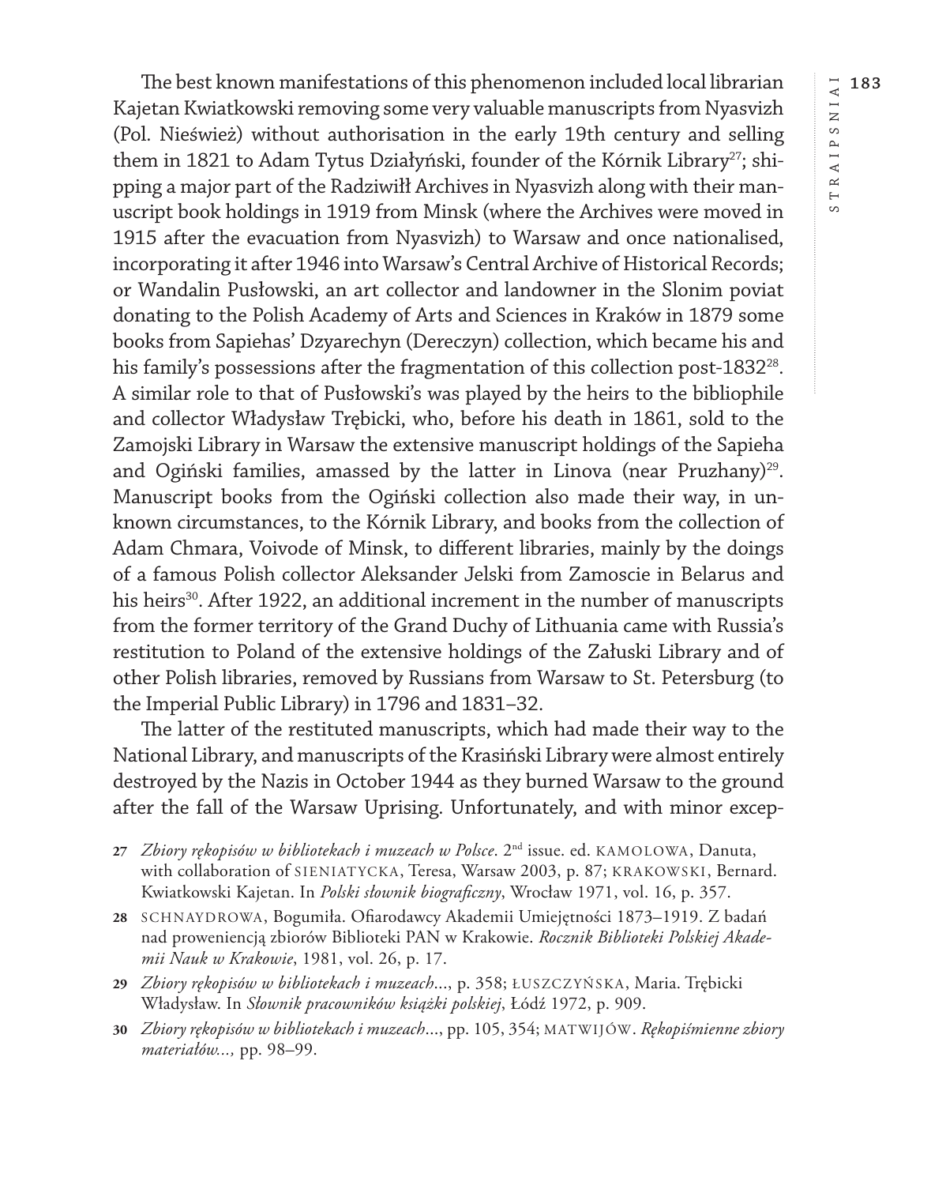The best known manifestations of this phenomenon included local librarian Kajetan Kwiatkowski removing some very valuable manuscripts from Nyasvizh (Pol. Nieśwież) without authorisation in the early 19th century and selling them in 1821 to Adam Tytus Działyński, founder of the Kórnik Library[27]; shipping a major part of the Radziwiłł Archives in Nyasvizh along with their manuscript book holdings in 1919 from Minsk (where the Archives were moved in 1915 after the evacuation from Nyasvizh) to Warsaw and once nationalised, incorporating it after 1946 into Warsaw's Central Archive of Historical Records; or Wandalin Pusłowski, an art collector and landowner in the Slonim poviat donating to the Polish Academy of Arts and Sciences in Kraków in 1879 some books from Sapiehas' Dzyarechyn (Dereczyn) collection, which became his and his family's possessions after the fragmentation of this collection post-1832[28]. A similar role to that of Pusłowski's was played by the heirs to the bibliophile and collector Władysław Trębicki, who, before his death in 1861, sold to the Zamojski Library in Warsaw the extensive manuscript holdings of the Sapieha and Ogiński families, amassed by the latter in Linova (near Pruzhany)[29]. Manuscript books from the Ogiński collection also made their way, in unknown circumstances, to the Kórnik Library, and books from the collection of Adam Chmara, Voivode of Minsk, to different libraries, mainly by the doings of a famous Polish collector Aleksander Jelski from Zamoscie in Belarus and his heirs[30]. After 1922, an additional increment in the number of manuscripts from the former territory of the Grand Duchy of Lithuania came with Russia's restitution to Poland of the extensive holdings of the Załuski Library and of other Polish libraries, removed by Russians from Warsaw to St. Petersburg (to the Imperial Public Library) in 1796 and 1831–32.

The latter of the restituted manuscripts, which had made their way to the National Library, and manuscripts of the Krasiński Library were almost entirely destroyed by the Nazis in October 1944 as they burned Warsaw to the ground after the fall of the Warsaw Uprising. Unfortunately, and with minor excep-

27 *Zbiory rękopisów w bibliotekach i muzeach w Polsce*. 2nd issue. ed. KAMOLOWA, Danuta, with collaboration of SIENIATYCKA, Teresa, Warsaw 2003, p. 87; KRAKOWSKI, Bernard. Kwiatkowski Kajetan. In *Polski słownik biograficzny*, Wrocław 1971, vol. 16, p. 357.

28 SCHNAYDROWA, Bogumiła. Ofiarodawcy Akademii Umiejętności 1873–1919. Z badań nad proweniencją zbiorów Biblioteki PAN w Krakowie. *Rocznik Biblioteki Polskiej Akademii Nauk w Krakowie*, 1981, vol. 26, p. 17.

29 *Zbiory rękopisów w bibliotekach i muzeach*..., p. 358; ŁUSZCZYŃSKA, Maria. Trębicki Władysław. In *Słownik pracowników książki polskiej*, Łódź 1972, p. 909.

30 *Zbiory rękopisów w bibliotekach i muzeach*..., pp. 105, 354; MATWIJÓW. *Rękopiśmienne zbiory materiałów...,* pp. 98–99.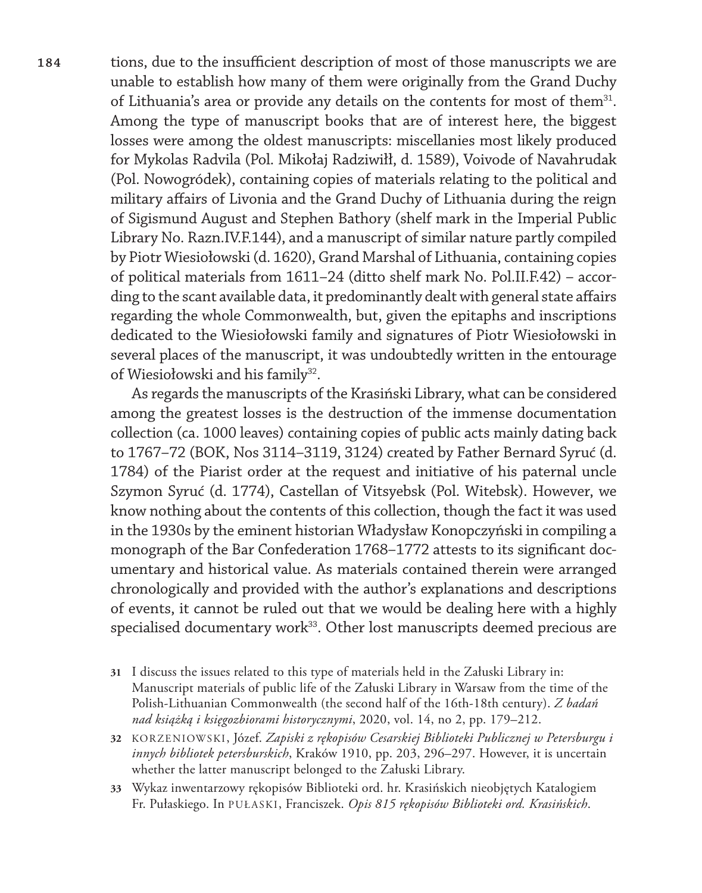tions, due to the insufficient description of most of those manuscripts we are unable to establish how many of them were originally from the Grand Duchy of Lithuania's area or provide any details on the contents for most of them[31]. Among the type of manuscript books that are of interest here, the biggest losses were among the oldest manuscripts: miscellanies most likely produced for Mykolas Radvila (Pol. Mikołaj Radziwiłł, d. 1589), Voivode of Navahrudak (Pol. Nowogródek), containing copies of materials relating to the political and military affairs of Livonia and the Grand Duchy of Lithuania during the reign of Sigismund August and Stephen Bathory (shelf mark in the Imperial Public Library No. Razn.IV.F.144), and a manuscript of similar nature partly compiled by Piotr Wiesiołowski (d. 1620), Grand Marshal of Lithuania, containing copies of political materials from 1611–24 (ditto shelf mark No. Pol.II.F.42) – according to the scant available data, it predominantly dealt with general state affairs regarding the whole Commonwealth, but, given the epitaphs and inscriptions dedicated to the Wiesiołowski family and signatures of Piotr Wiesiołowski in several places of the manuscript, it was undoubtedly written in the entourage of Wiesiołowski and his family[32].

As regards the manuscripts of the Krasiński Library, what can be considered among the greatest losses is the destruction of the immense documentation collection (ca. 1000 leaves) containing copies of public acts mainly dating back to 1767–72 (BOK, Nos 3114–3119, 3124) created by Father Bernard Syruć (d. 1784) of the Piarist order at the request and initiative of his paternal uncle Szymon Syruć (d. 1774), Castellan of Vitsyebsk (Pol. Witebsk). However, we know nothing about the contents of this collection, though the fact it was used in the 1930s by the eminent historian Władysław Konopczyński in compiling a monograph of the Bar Confederation 1768–1772 attests to its significant documentary and historical value. As materials contained therein were arranged chronologically and provided with the author's explanations and descriptions of events, it cannot be ruled out that we would be dealing here with a highly specialised documentary work[33]. Other lost manuscripts deemed precious are

31 I discuss the issues related to this type of materials held in the Załuski Library in: Manuscript materials of public life of the Załuski Library in Warsaw from the time of the Polish-Lithuanian Commonwealth (the second half of the 16th-18th century). *Z badań nad książką i księgozbiorami historycznymi*, 2020, vol. 14, no 2, pp. 179–212.

32 KORZENIOWSKI, Józef. *Zapiski z rękopisów Cesarskiej Biblioteki Publicznej w Petersburgu i innych bibliotek petersburskich*, Kraków 1910, pp. 203, 296–297. However, it is uncertain whether the latter manuscript belonged to the Załuski Library.

33 Wykaz inwentarzowy rękopisów Biblioteki ord. hr. Krasińskich nieobjętych Katalogiem Fr. Pułaskiego. In PUŁASKI, Franciszek. *Opis 815 rękopisów Biblioteki ord. Krasińskich*.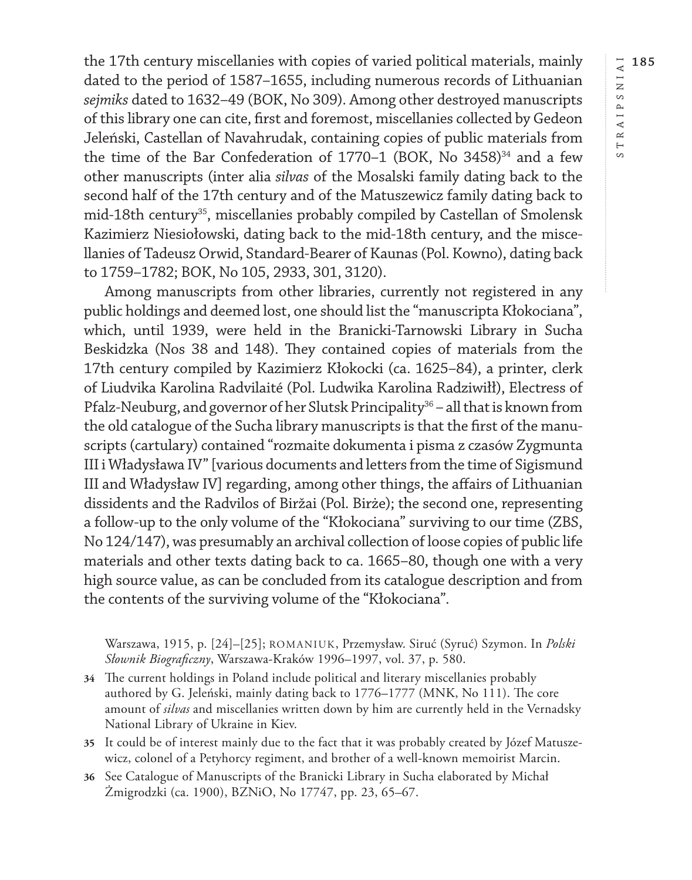the 17th century miscellanies with copies of varied political materials, mainly dated to the period of 1587–1655, including numerous records of Lithuanian *sejmiks* dated to 1632–49 (BOK, No 309). Among other destroyed manuscripts of this library one can cite, first and foremost, miscellanies collected by Gedeon Jeleński, Castellan of Navahrudak, containing copies of public materials from the time of the Bar Confederation of 1770–1 (BOK, No 3458)[34] and a few other manuscripts (inter alia *silvas* of the Mosalski family dating back to the second half of the 17th century and of the Matuszewicz family dating back to mid-18th century[35], miscellanies probably compiled by Castellan of Smolensk Kazimierz Niesiołowski, dating back to the mid-18th century, and the miscellanies of Tadeusz Orwid, Standard-Bearer of Kaunas (Pol. Kowno), dating back to 1759–1782; BOK, No 105, 2933, 301, 3120).

Among manuscripts from other libraries, currently not registered in any public holdings and deemed lost, one should list the "manuscripta Kłokociana", which, until 1939, were held in the Branicki-Tarnowski Library in Sucha Beskidzka (Nos 38 and 148). They contained copies of materials from the 17th century compiled by Kazimierz Kłokocki (ca. 1625–84), a printer, clerk of Liudvika Karolina Radvilaité (Pol. Ludwika Karolina Radziwiłł), Electress of Pfalz-Neuburg, and governor of her Slutsk Principality[36] – all that is known from the old catalogue of the Sucha library manuscripts is that the first of the manuscripts (cartulary) contained "rozmaite dokumenta i pisma z czasów Zygmunta III i Władysława IV" [various documents and letters from the time of Sigismund III and Władysław IV] regarding, among other things, the affairs of Lithuanian dissidents and the Radvilos of Biržai (Pol. Birże); the second one, representing a follow-up to the only volume of the "Kłokociana" surviving to our time (ZBS, No 124/147), was presumably an archival collection of loose copies of public life materials and other texts dating back to ca. 1665–80, though one with a very high source value, as can be concluded from its catalogue description and from the contents of the surviving volume of the "Kłokociana".

Warszawa, 1915, p. [24]–[25]; ROMANIUK, Przemysław. Siruć (Syruć) Szymon. In *Polski Słownik Biograficzny*, Warszawa-Kraków 1996–1997, vol. 37, p. 580.

34 The current holdings in Poland include political and literary miscellanies probably authored by G. Jeleński, mainly dating back to 1776–1777 (MNK, No 111). The core amount of *silvas* and miscellanies written down by him are currently held in the Vernadsky National Library of Ukraine in Kiev.

35 It could be of interest mainly due to the fact that it was probably created by Józef Matuszewicz, colonel of a Petyhorcy regiment, and brother of a well-known memoirist Marcin.

36 See Catalogue of Manuscripts of the Branicki Library in Sucha elaborated by Michał Żmigrodzki (ca. 1900), BZNiO, No 17747, pp. 23, 65–67.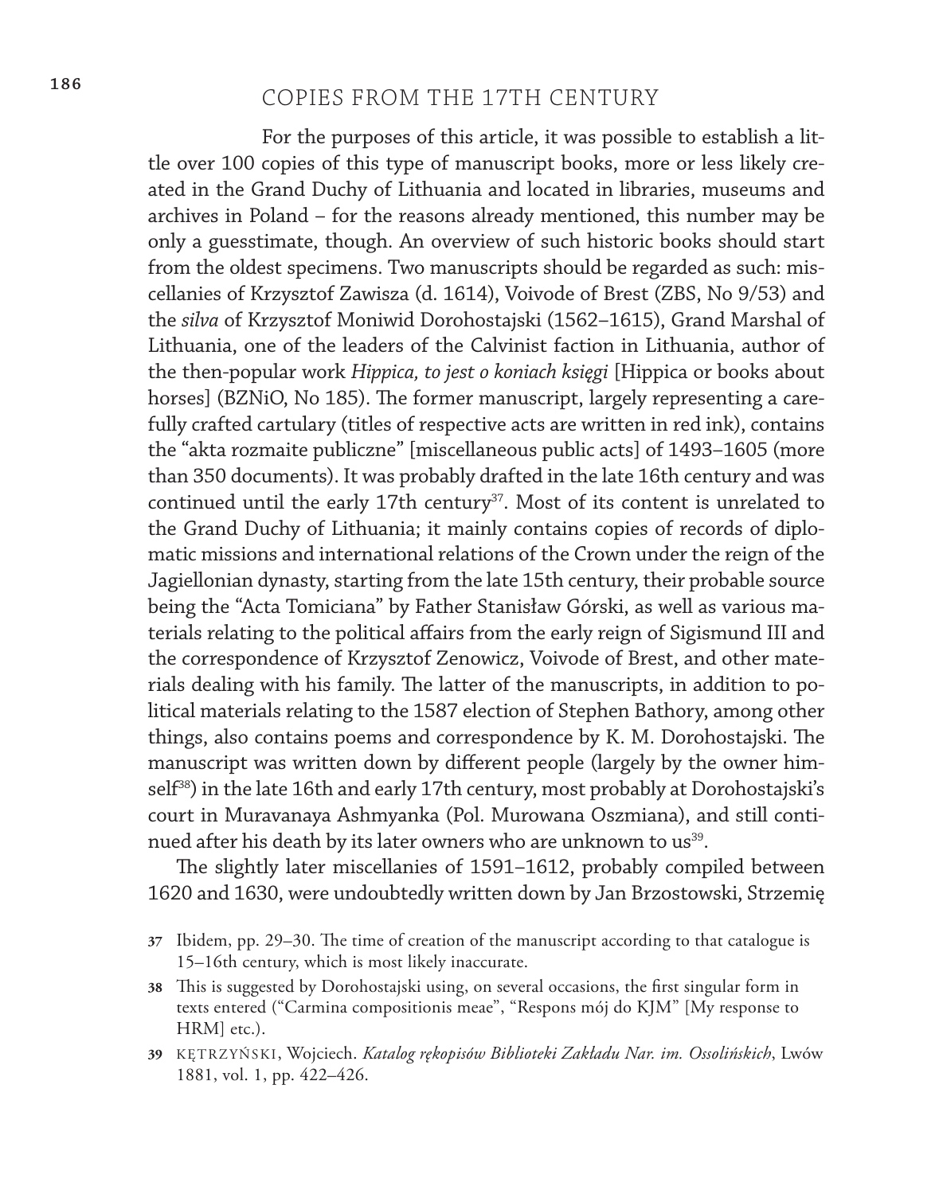## COPIES FROM THE 17TH CENTURY

For the purposes of this article, it was possible to establish a little over 100 copies of this type of manuscript books, more or less likely created in the Grand Duchy of Lithuania and located in libraries, museums and archives in Poland – for the reasons already mentioned, this number may be only a guesstimate, though. An overview of such historic books should start from the oldest specimens. Two manuscripts should be regarded as such: miscellanies of Krzysztof Zawisza (d. 1614), Voivode of Brest (ZBS, No 9/53) and the *silva* of Krzysztof Moniwid Dorohostajski (1562–1615), Grand Marshal of Lithuania, one of the leaders of the Calvinist faction in Lithuania, author of the then-popular work *Hippica, to jest o koniach księgi* [Hippica or books about horses] (BZNiO, No 185). The former manuscript, largely representing a carefully crafted cartulary (titles of respective acts are written in red ink), contains the "akta rozmaite publiczne" [miscellaneous public acts] of 1493–1605 (more than 350 documents). It was probably drafted in the late 16th century and was continued until the early 17th century[37]. Most of its content is unrelated to the Grand Duchy of Lithuania; it mainly contains copies of records of diplomatic missions and international relations of the Crown under the reign of the Jagiellonian dynasty, starting from the late 15th century, their probable source being the "Acta Tomiciana" by Father Stanisław Górski, as well as various materials relating to the political affairs from the early reign of Sigismund III and the correspondence of Krzysztof Zenowicz, Voivode of Brest, and other materials dealing with his family. The latter of the manuscripts, in addition to political materials relating to the 1587 election of Stephen Bathory, among other things, also contains poems and correspondence by K. M. Dorohostajski. The manuscript was written down by different people (largely by the owner himself[38]) in the late 16th and early 17th century, most probably at Dorohostajski's court in Muravanaya Ashmyanka (Pol. Murowana Oszmiana), and still continued after his death by its later owners who are unknown to us[39].

The slightly later miscellanies of 1591–1612, probably compiled between 1620 and 1630, were undoubtedly written down by Jan Brzostowski, Strzemię

37 Ibidem, pp. 29–30. The time of creation of the manuscript according to that catalogue is 15–16th century, which is most likely inaccurate.

38 This is suggested by Dorohostajski using, on several occasions, the first singular form in texts entered ("Carmina compositionis meae", "Respons mój do KJM" [My response to HRM] etc.).

39 KĘTRZYŃSKI, Wojciech. *Katalog rękopisów Biblioteki Zakładu Nar. im. Ossolińskich*, Lwów 1881, vol. 1, pp. 422–426.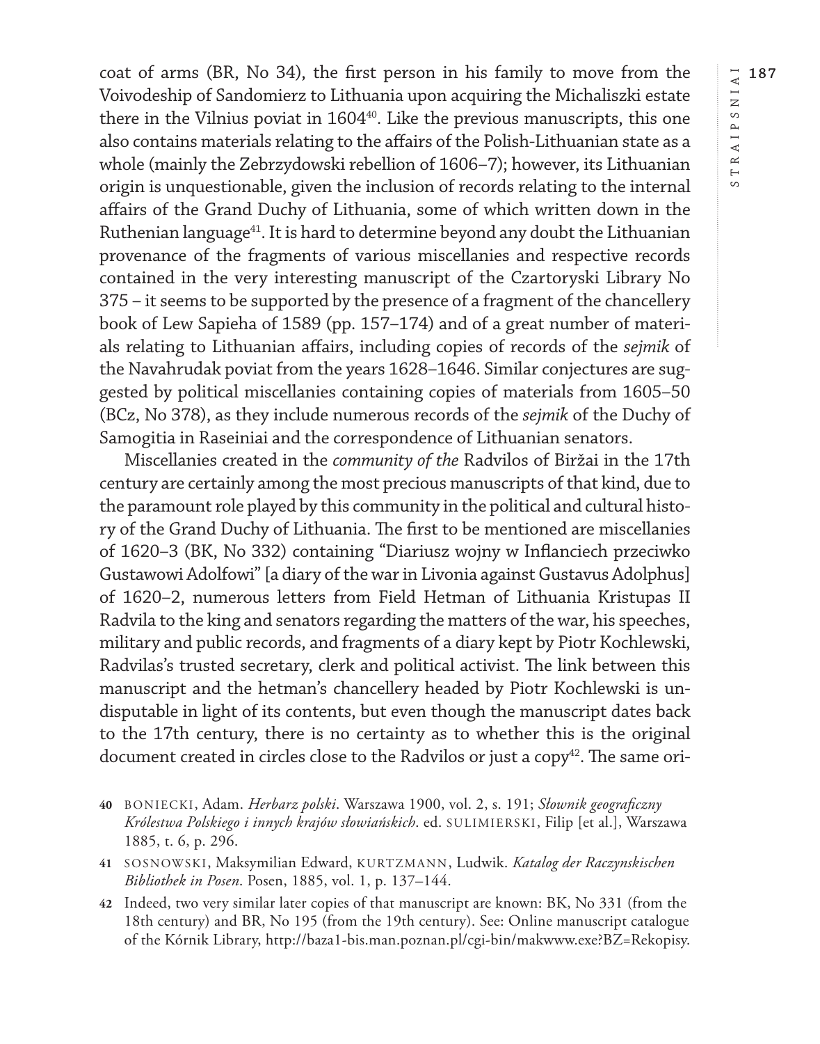coat of arms (BR, No 34), the first person in his family to move from the Voivodeship of Sandomierz to Lithuania upon acquiring the Michaliszki estate there in the Vilnius poviat in 1604[40]. Like the previous manuscripts, this one also contains materials relating to the affairs of the Polish-Lithuanian state as a whole (mainly the Zebrzydowski rebellion of 1606–7); however, its Lithuanian origin is unquestionable, given the inclusion of records relating to the internal affairs of the Grand Duchy of Lithuania, some of which written down in the Ruthenian language[41]. It is hard to determine beyond any doubt the Lithuanian provenance of the fragments of various miscellanies and respective records contained in the very interesting manuscript of the Czartoryski Library No 375 – it seems to be supported by the presence of a fragment of the chancellery book of Lew Sapieha of 1589 (pp. 157–174) and of a great number of materials relating to Lithuanian affairs, including copies of records of the *sejmik* of the Navahrudak poviat from the years 1628–1646. Similar conjectures are suggested by political miscellanies containing copies of materials from 1605–50 (BCz, No 378), as they include numerous records of the *sejmik* of the Duchy of Samogitia in Raseiniai and the correspondence of Lithuanian senators.

Miscellanies created in the *community of the* Radvilos of Biržai in the 17th century are certainly among the most precious manuscripts of that kind, due to the paramount role played by this community in the political and cultural history of the Grand Duchy of Lithuania. The first to be mentioned are miscellanies of 1620–3 (BK, No 332) containing "Diariusz wojny w Inflanciech przeciwko Gustawowi Adolfowi" [a diary of the war in Livonia against Gustavus Adolphus] of 1620–2, numerous letters from Field Hetman of Lithuania Kristupas II Radvila to the king and senators regarding the matters of the war, his speeches, military and public records, and fragments of a diary kept by Piotr Kochlewski, Radvilas's trusted secretary, clerk and political activist. The link between this manuscript and the hetman's chancellery headed by Piotr Kochlewski is undisputable in light of its contents, but even though the manuscript dates back to the 17th century, there is no certainty as to whether this is the original document created in circles close to the Radvilos or just a copy[42]. The same ori-

40 BONIECKI, Adam. *Herbarz polski*. Warszawa 1900, vol. 2, s. 191; *Słownik geograficzny Królestwa Polskiego i innych krajów słowiańskich*. ed. SULIMIERSKI, Filip [et al.], Warszawa 1885, t. 6, p. 296.

41 SOSNOWSKI, Maksymilian Edward, KURTZMANN, Ludwik. *Katalog der Raczynskischen Bibliothek in Posen*. Posen, 1885, vol. 1, p. 137–144.

42 Indeed, two very similar later copies of that manuscript are known: BK, No 331 (from the 18th century) and BR, No 195 (from the 19th century). See: Online manuscript catalogue of the Kórnik Library, http://baza1-bis.man.poznan.pl/cgi-bin/makwww.exe?BZ=Rekopisy.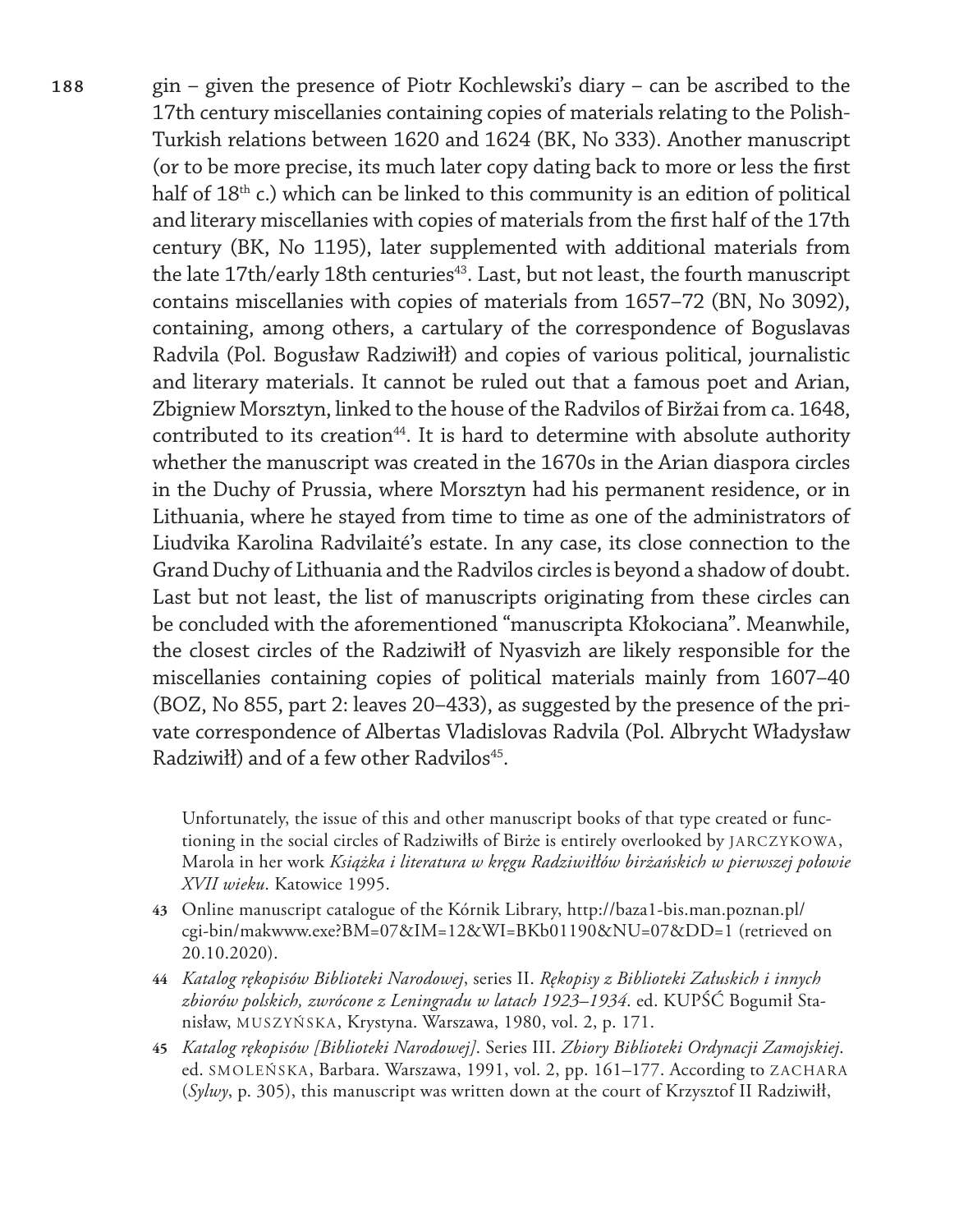gin – given the presence of Piotr Kochlewski's diary – can be ascribed to the 17th century miscellanies containing copies of materials relating to the Polish-Turkish relations between 1620 and 1624 (BK, No 333). Another manuscript (or to be more precise, its much later copy dating back to more or less the first half of 18th c.) which can be linked to this community is an edition of political and literary miscellanies with copies of materials from the first half of the 17th century (BK, No 1195), later supplemented with additional materials from the late 17th/early 18th centuries[43]. Last, but not least, the fourth manuscript contains miscellanies with copies of materials from 1657–72 (BN, No 3092), containing, among others, a cartulary of the correspondence of Boguslavas Radvila (Pol. Bogusław Radziwiłł) and copies of various political, journalistic and literary materials. It cannot be ruled out that a famous poet and Arian, Zbigniew Morsztyn, linked to the house of the Radvilos of Biržai from ca. 1648, contributed to its creation[44]. It is hard to determine with absolute authority whether the manuscript was created in the 1670s in the Arian diaspora circles in the Duchy of Prussia, where Morsztyn had his permanent residence, or in Lithuania, where he stayed from time to time as one of the administrators of Liudvika Karolina Radvilaitė's estate. In any case, its close connection to the Grand Duchy of Lithuania and the Radvilos circles is beyond a shadow of doubt. Last but not least, the list of manuscripts originating from these circles can be concluded with the aforementioned "manuscripta Kłokociana". Meanwhile, the closest circles of the Radziwiłł of Nyasvizh are likely responsible for the miscellanies containing copies of political materials mainly from 1607–40 (BOZ, No 855, part 2: leaves 20–433), as suggested by the presence of the private correspondence of Albertas Vladislovas Radvila (Pol. Albrycht Władysław Radziwiłł) and of a few other Radvilos[45].

Unfortunately, the issue of this and other manuscript books of that type created or functioning in the social circles of Radziwiłłs of Birże is entirely overlooked by JARCZYKOWA, Marola in her work *Książka i literatura w kręgu Radziwiłłów birżańskich w pierwszej połowie XVII wieku*. Katowice 1995.

43 Online manuscript catalogue of the Kórnik Library, http://baza1-bis.man.poznan.pl/cgi-bin/makwww.exe?BM=07&IM=12&WI=BKb01190&NU=07&DD=1 (retrieved on 20.10.2020).

44 *Katalog rękopisów Biblioteki Narodowej*, series II. *Rękopisy z Biblioteki Załuskich i innych zbiorów polskich, zwrócone z Leningradu w latach 1923–1934*. ed. KUPŚĆ Bogumił Stanisław, MUSZYŃSKA, Krystyna. Warszawa, 1980, vol. 2, p. 171.

45 *Katalog rękopisów [Biblioteki Narodowej]*. Series III. *Zbiory Biblioteki Ordynacji Zamojskiej*. ed. SMOLEŃSKA, Barbara. Warszawa, 1991, vol. 2, pp. 161–177. According to ZACHARA (*Sylwy*, p. 305), this manuscript was written down at the court of Krzysztof II Radziwiłł,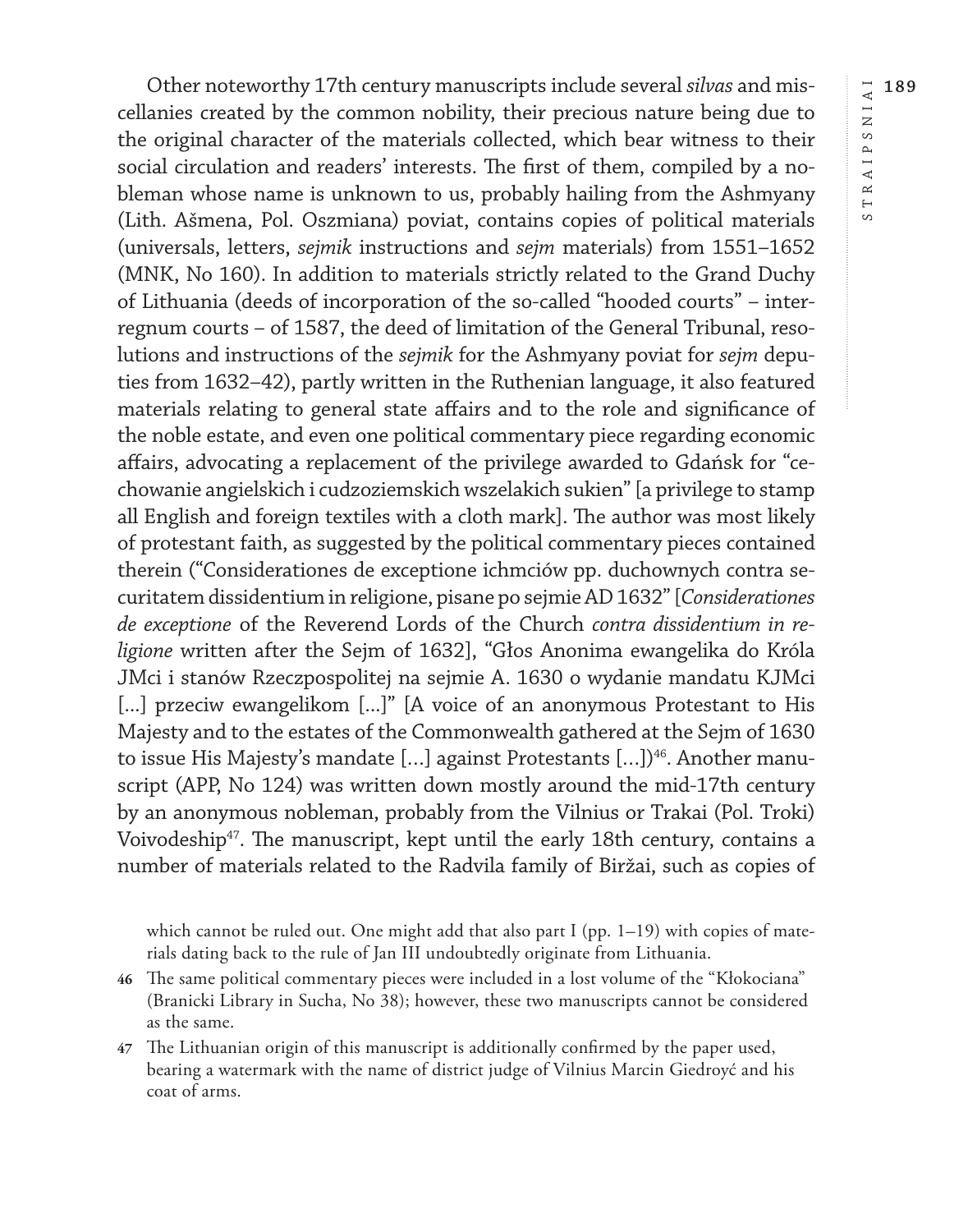Other noteworthy 17th century manuscripts include several *silvas* and miscellanies created by the common nobility, their precious nature being due to the original character of the materials collected, which bear witness to their social circulation and readers' interests. The first of them, compiled by a nobleman whose name is unknown to us, probably hailing from the Ashmyany (Lith. Ašmena, Pol. Oszmiana) poviat, contains copies of political materials (universals, letters, *sejmik* instructions and *sejm* materials) from 1551–1652 (MNK, No 160). In addition to materials strictly related to the Grand Duchy of Lithuania (deeds of incorporation of the so-called "hooded courts" – interregnum courts – of 1587, the deed of limitation of the General Tribunal, resolutions and instructions of the *sejmik* for the Ashmyany poviat for *sejm* deputies from 1632–42), partly written in the Ruthenian language, it also featured materials relating to general state affairs and to the role and significance of the noble estate, and even one political commentary piece regarding economic affairs, advocating a replacement of the privilege awarded to Gdańsk for "cechowanie angielskich i cudzoziemskich wszelakich sukien" [a privilege to stamp all English and foreign textiles with a cloth mark]. The author was most likely of protestant faith, as suggested by the political commentary pieces contained therein ("Considerationes de exceptione ichmciów pp. duchownych contra securitatem dissidentium in religione, pisane po sejmie AD 1632" [*Considerationes de exceptione* of the Reverend Lords of the Church *contra dissidentium in religione* written after the Sejm of 1632], "Głos Anonima ewangelika do Króla JMci i stanów Rzeczpospolitej na sejmie A. 1630 o wydanie mandatu KJMci [...] przeciw ewangelikom [...]" [A voice of an anonymous Protestant to His Majesty and to the estates of the Commonwealth gathered at the Sejm of 1630 to issue His Majesty's mandate [...] against Protestants [...])[46]. Another manuscript (APP, No 124) was written down mostly around the mid-17th century by an anonymous nobleman, probably from the Vilnius or Trakai (Pol. Troki) Voivodeship[47]. The manuscript, kept until the early 18th century, contains a number of materials related to the Radvila family of Biržai, such as copies of

which cannot be ruled out. One might add that also part I (pp. 1–19) with copies of materials dating back to the rule of Jan III undoubtedly originate from Lithuania.

46 The same political commentary pieces were included in a lost volume of the "Kłokociana" (Branicki Library in Sucha, No 38); however, these two manuscripts cannot be considered as the same.

47 The Lithuanian origin of this manuscript is additionally confirmed by the paper used, bearing a watermark with the name of district judge of Vilnius Marcin Giedroyć and his coat of arms.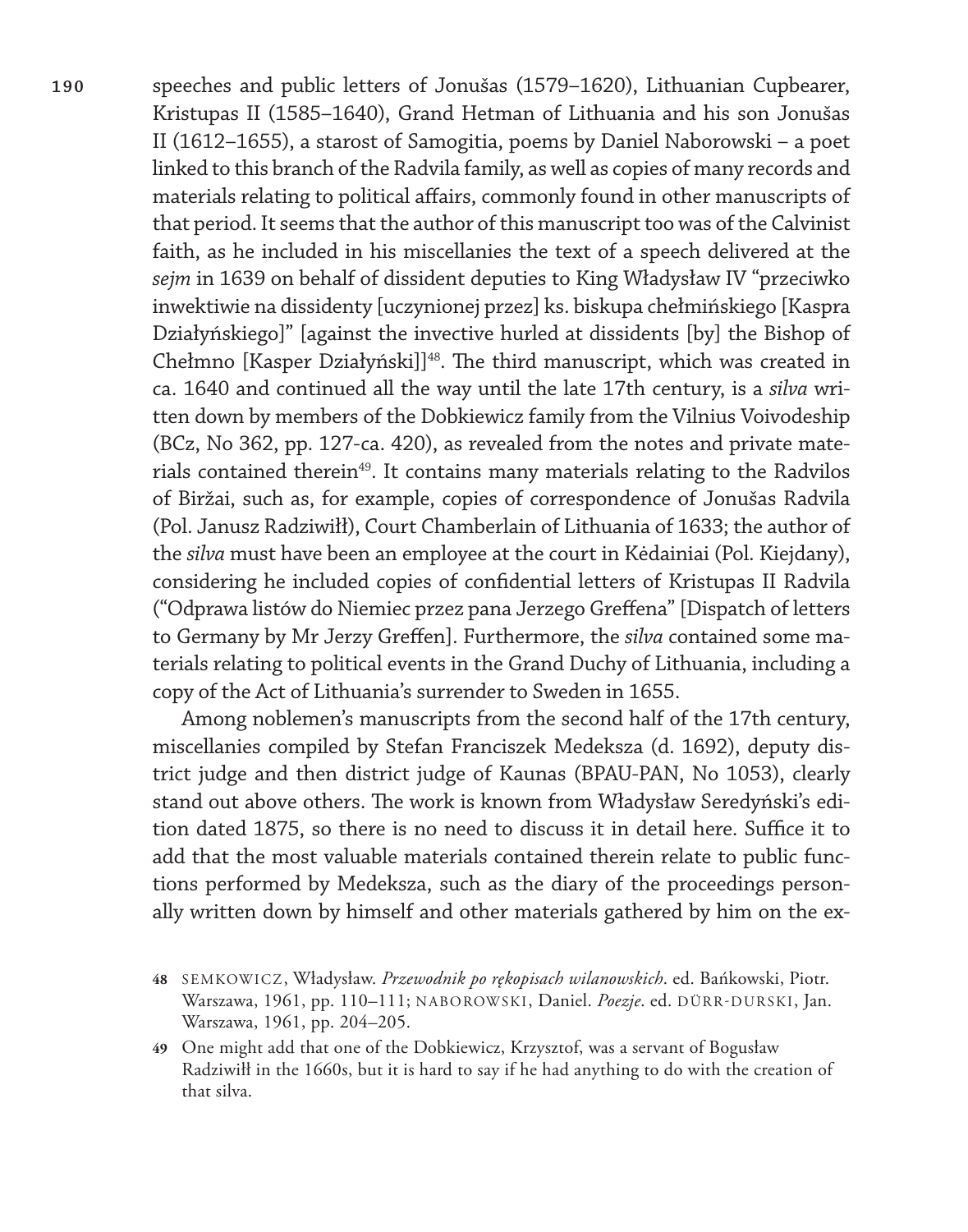speeches and public letters of Jonušas (1579–1620), Lithuanian Cupbearer, Kristupas II (1585–1640), Grand Hetman of Lithuania and his son Jonušas II (1612–1655), a starost of Samogitia, poems by Daniel Naborowski – a poet linked to this branch of the Radvila family, as well as copies of many records and materials relating to political affairs, commonly found in other manuscripts of that period. It seems that the author of this manuscript too was of the Calvinist faith, as he included in his miscellanies the text of a speech delivered at the *sejm* in 1639 on behalf of dissident deputies to King Władysław IV "przeciwko inwektiwie na dissidenty [uczynionej przez] ks. biskupa chełmińskiego [Kaspra Działyńskiego]" [against the invective hurled at dissidents [by] the Bishop of Chełmno [Kasper Działyński]][48]. The third manuscript, which was created in ca. 1640 and continued all the way until the late 17th century, is a *silva* written down by members of the Dobkiewicz family from the Vilnius Voivodeship (BCz, No 362, pp. 127-ca. 420), as revealed from the notes and private materials contained therein[49]. It contains many materials relating to the Radvilos of Biržai, such as, for example, copies of correspondence of Jonušas Radvila (Pol. Janusz Radziwiłł), Court Chamberlain of Lithuania of 1633; the author of the *silva* must have been an employee at the court in Kėdainiai (Pol. Kiejdany), considering he included copies of confidential letters of Kristupas II Radvila ("Odprawa listów do Niemiec przez pana Jerzego Greffena" [Dispatch of letters to Germany by Mr Jerzy Greffen]. Furthermore, the *silva* contained some materials relating to political events in the Grand Duchy of Lithuania, including a copy of the Act of Lithuania's surrender to Sweden in 1655.

Among noblemen's manuscripts from the second half of the 17th century, miscellanies compiled by Stefan Franciszek Medeksza (d. 1692), deputy district judge and then district judge of Kaunas (BPAU-PAN, No 1053), clearly stand out above others. The work is known from Władysław Seredyński's edition dated 1875, so there is no need to discuss it in detail here. Suffice it to add that the most valuable materials contained therein relate to public functions performed by Medeksza, such as the diary of the proceedings personally written down by himself and other materials gathered by him on the ex-

48 SEMKOWICZ, Władysław. *Przewodnik po rękopisach wilanowskich*. ed. Bańkowski, Piotr. Warszawa, 1961, pp. 110–111; NABOROWSKI, Daniel. *Poezje*. ed. DÜRR-DURSKI, Jan. Warszawa, 1961, pp. 204–205.

49 One might add that one of the Dobkiewicz, Krzysztof, was a servant of Bogusław Radziwiłł in the 1660s, but it is hard to say if he had anything to do with the creation of that silva.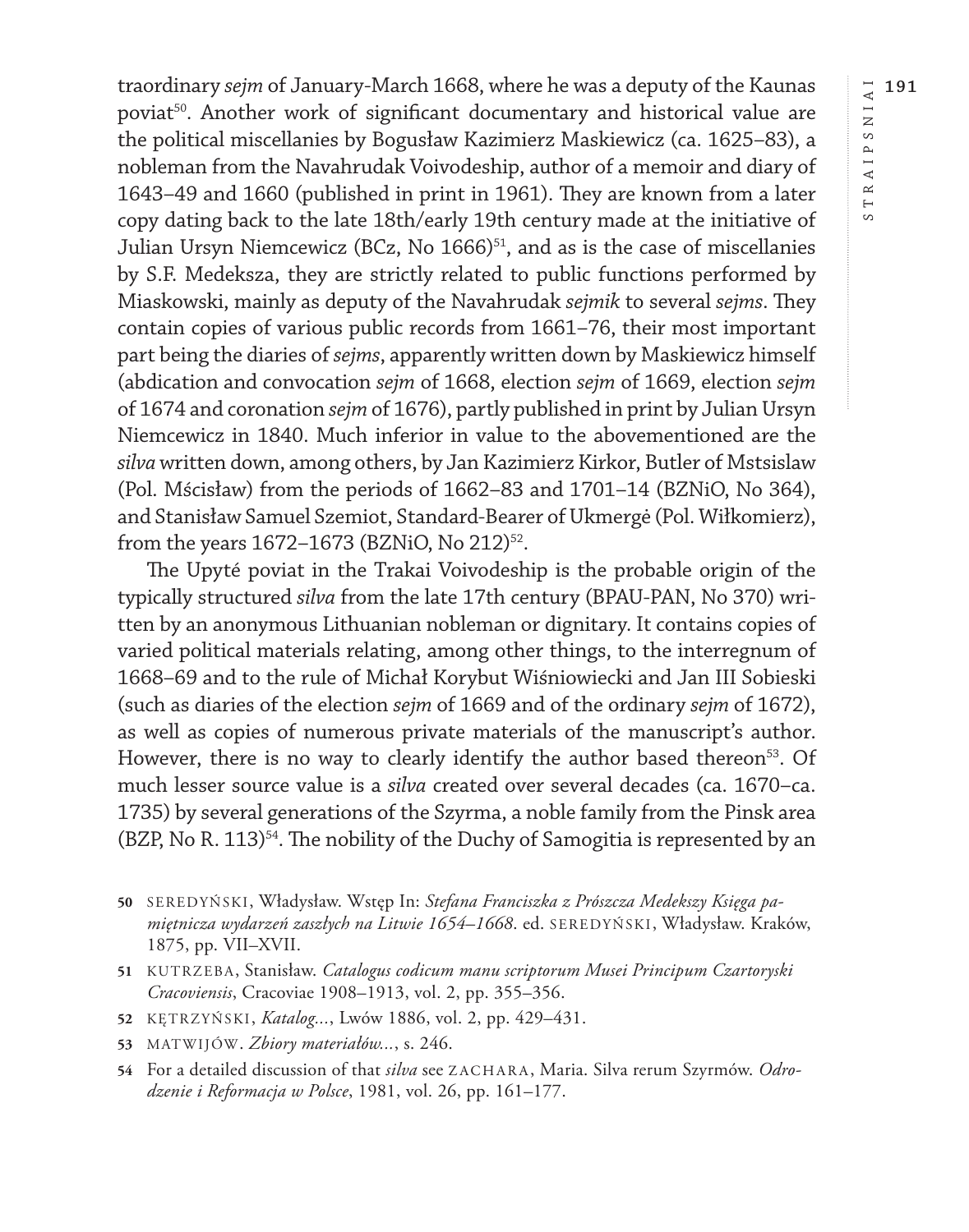traordinary *sejm* of January-March 1668, where he was a deputy of the Kaunas poviat[50]. Another work of significant documentary and historical value are the political miscellanies by Bogusław Kazimierz Maskiewicz (ca. 1625–83), a nobleman from the Navahrudak Voivodeship, author of a memoir and diary of 1643–49 and 1660 (published in print in 1961). They are known from a later copy dating back to the late 18th/early 19th century made at the initiative of Julian Ursyn Niemcewicz (BCz, No 1666)[51], and as is the case of miscellanies by S.F. Medeksza, they are strictly related to public functions performed by Miaskowski, mainly as deputy of the Navahrudak *sejmik* to several *sejms*. They contain copies of various public records from 1661–76, their most important part being the diaries of *sejms*, apparently written down by Maskiewicz himself (abdication and convocation *sejm* of 1668, election *sejm* of 1669, election *sejm* of 1674 and coronation *sejm* of 1676), partly published in print by Julian Ursyn Niemcewicz in 1840. Much inferior in value to the abovementioned are the *silva* written down, among others, by Jan Kazimierz Kirkor, Butler of Mstsislaw (Pol. Mścisław) from the periods of 1662–83 and 1701–14 (BZNiO, No 364), and Stanisław Samuel Szemiot, Standard-Bearer of Ukmergė (Pol. Wiłkomierz), from the years 1672–1673 (BZNiO, No 212)[52].

The Upytė poviat in the Trakai Voivodeship is the probable origin of the typically structured *silva* from the late 17th century (BPAU-PAN, No 370) written by an anonymous Lithuanian nobleman or dignitary. It contains copies of varied political materials relating, among other things, to the interregnum of 1668–69 and to the rule of Michał Korybut Wiśniowiecki and Jan III Sobieski (such as diaries of the election *sejm* of 1669 and of the ordinary *sejm* of 1672), as well as copies of numerous private materials of the manuscript's author. However, there is no way to clearly identify the author based thereon[53]. Of much lesser source value is a *silva* created over several decades (ca. 1670–ca. 1735) by several generations of the Szyrma, a noble family from the Pinsk area (BZP, No R. 113)[54]. The nobility of the Duchy of Samogitia is represented by an

---

50 SEREDYŃSKI, Władysław. Wstęp In: *Stefana Franciszka z Prószcza Medekszy Księga pamiętnicza wydarzeń zaszłych na Litwie 1654–1668*. ed. SEREDYŃSKI, Władysław. Kraków, 1875, pp. VII–XVII.

51 KUTRZEBA, Stanisław. *Catalogus codicum manu scriptorum Musei Principum Czartoryski Cracoviensis*, Cracoviae 1908–1913, vol. 2, pp. 355–356.

52 KĘTRZYŃSKI, *Katalog...*, Lwów 1886, vol. 2, pp. 429–431.

53 MATWIJÓW. *Zbiory materiałów...*, s. 246.

54 For a detailed discussion of that *silva* see ZACHARA, Maria. Silva rerum Szyrmów. *Odrodzenie i Reformacja w Polsce*, 1981, vol. 26, pp. 161–177.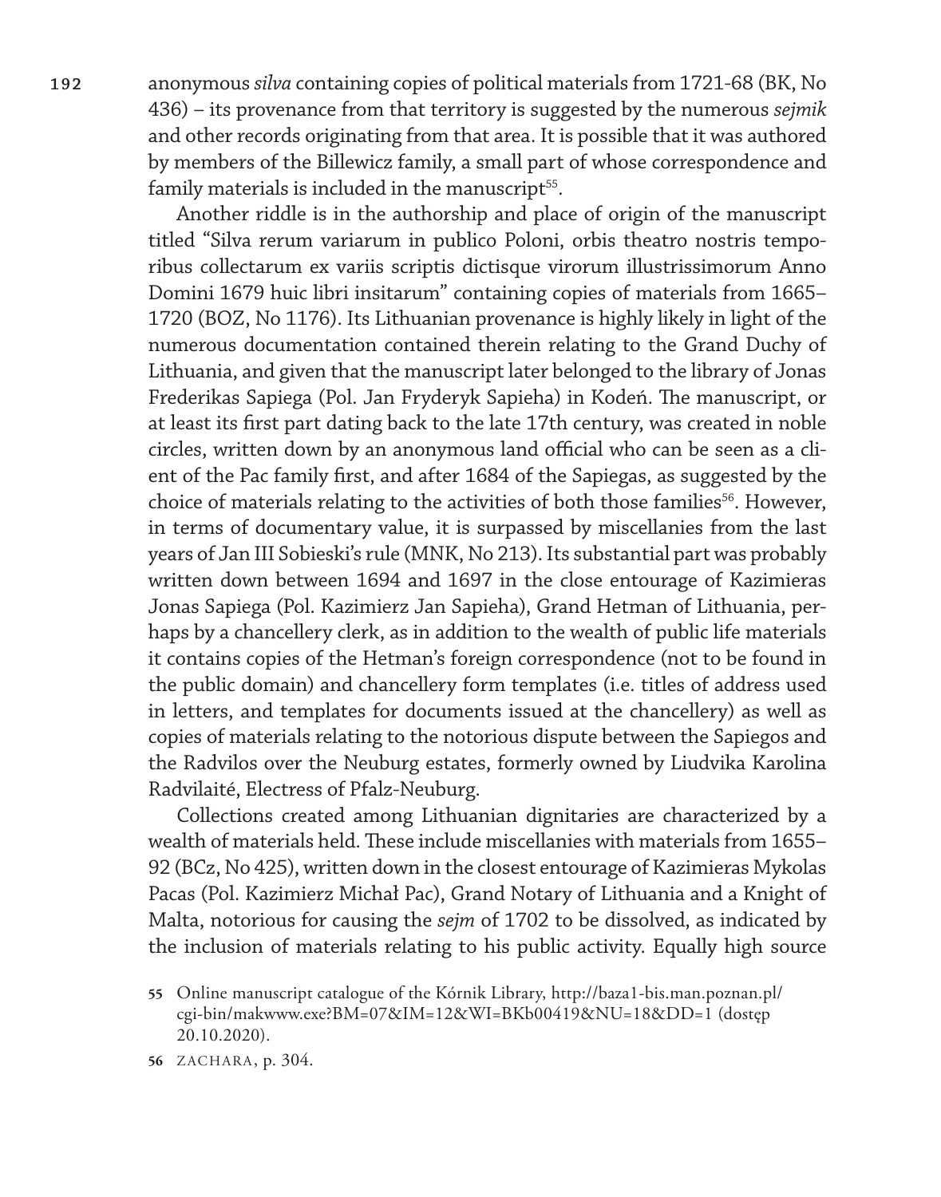anonymous *silva* containing copies of political materials from 1721-68 (BK, No 436) – its provenance from that territory is suggested by the numerous *sejmik* and other records originating from that area. It is possible that it was authored by members of the Billewicz family, a small part of whose correspondence and family materials is included in the manuscript[55].

Another riddle is in the authorship and place of origin of the manuscript titled "Silva rerum variarum in publico Poloni, orbis theatro nostris temporibus collectarum ex variis scriptis dictisque virorum illustrissimorum Anno Domini 1679 huic libri insitarum" containing copies of materials from 1665–1720 (BOZ, No 1176). Its Lithuanian provenance is highly likely in light of the numerous documentation contained therein relating to the Grand Duchy of Lithuania, and given that the manuscript later belonged to the library of Jonas Frederikas Sapiega (Pol. Jan Fryderyk Sapieha) in Kodeń. The manuscript, or at least its first part dating back to the late 17th century, was created in noble circles, written down by an anonymous land official who can be seen as a client of the Pac family first, and after 1684 of the Sapiegas, as suggested by the choice of materials relating to the activities of both those families[56]. However, in terms of documentary value, it is surpassed by miscellanies from the last years of Jan III Sobieski's rule (MNK, No 213). Its substantial part was probably written down between 1694 and 1697 in the close entourage of Kazimieras Jonas Sapiega (Pol. Kazimierz Jan Sapieha), Grand Hetman of Lithuania, perhaps by a chancellery clerk, as in addition to the wealth of public life materials it contains copies of the Hetman's foreign correspondence (not to be found in the public domain) and chancellery form templates (i.e. titles of address used in letters, and templates for documents issued at the chancellery) as well as copies of materials relating to the notorious dispute between the Sapiegos and the Radvilos over the Neuburg estates, formerly owned by Liudvika Karolina Radvilaité, Electress of Pfalz-Neuburg.

Collections created among Lithuanian dignitaries are characterized by a wealth of materials held. These include miscellanies with materials from 1655–92 (BCz, No 425), written down in the closest entourage of Kazimieras Mykolas Pacas (Pol. Kazimierz Michał Pac), Grand Notary of Lithuania and a Knight of Malta, notorious for causing the *sejm* of 1702 to be dissolved, as indicated by the inclusion of materials relating to his public activity. Equally high source

55 Online manuscript catalogue of the Kórnik Library, http://baza1-bis.man.poznan.pl/cgi-bin/makwww.exe?BM=07&IM=12&WI=BKb00419&NU=18&DD=1 (dostęp 20.10.2020).

56 ZACHARA, p. 304.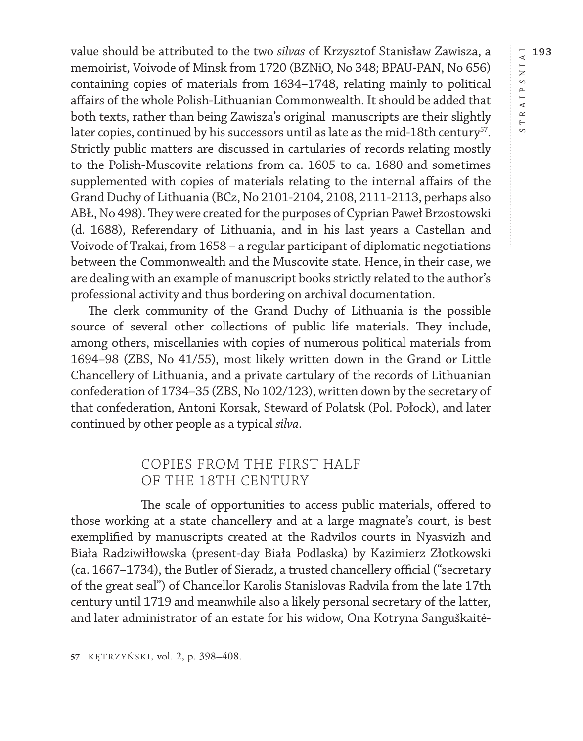value should be attributed to the two *silvas* of Krzysztof Stanisław Zawisza, a memoirist, Voivode of Minsk from 1720 (BZNiO, No 348; BPAU-PAN, No 656) containing copies of materials from 1634–1748, relating mainly to political affairs of the whole Polish-Lithuanian Commonwealth. It should be added that both texts, rather than being Zawisza's original manuscripts are their slightly later copies, continued by his successors until as late as the mid-18th century[57]. Strictly public matters are discussed in cartularies of records relating mostly to the Polish-Muscovite relations from ca. 1605 to ca. 1680 and sometimes supplemented with copies of materials relating to the internal affairs of the Grand Duchy of Lithuania (BCz, No 2101-2104, 2108, 2111-2113, perhaps also ABŁ, No 498). They were created for the purposes of Cyprian Paweł Brzostowski (d. 1688), Referendary of Lithuania, and in his last years a Castellan and Voivode of Trakai, from 1658 – a regular participant of diplomatic negotiations between the Commonwealth and the Muscovite state. Hence, in their case, we are dealing with an example of manuscript books strictly related to the author's professional activity and thus bordering on archival documentation.

The clerk community of the Grand Duchy of Lithuania is the possible source of several other collections of public life materials. They include, among others, miscellanies with copies of numerous political materials from 1694–98 (ZBS, No 41/55), most likely written down in the Grand or Little Chancellery of Lithuania, and a private cartulary of the records of Lithuanian confederation of 1734–35 (ZBS, No 102/123), written down by the secretary of that confederation, Antoni Korsak, Steward of Polatsk (Pol. Połock), and later continued by other people as a typical *silva*.

## COPIES FROM THE FIRST HALF OF THE 18TH CENTURY

The scale of opportunities to access public materials, offered to those working at a state chancellery and at a large magnate's court, is best exemplified by manuscripts created at the Radvilos courts in Nyasvizh and Biała Radziwiłłowska (present-day Biała Podlaska) by Kazimierz Złotkowski (ca. 1667–1734), the Butler of Sieradz, a trusted chancellery official ("secretary of the great seal") of Chancellor Karolis Stanislovas Radvila from the late 17th century until 1719 and meanwhile also a likely personal secretary of the latter, and later administrator of an estate for his widow, Ona Kotryna Sanguškaitė-

57 KĘTRZYŃSKI, vol. 2, p. 398–408.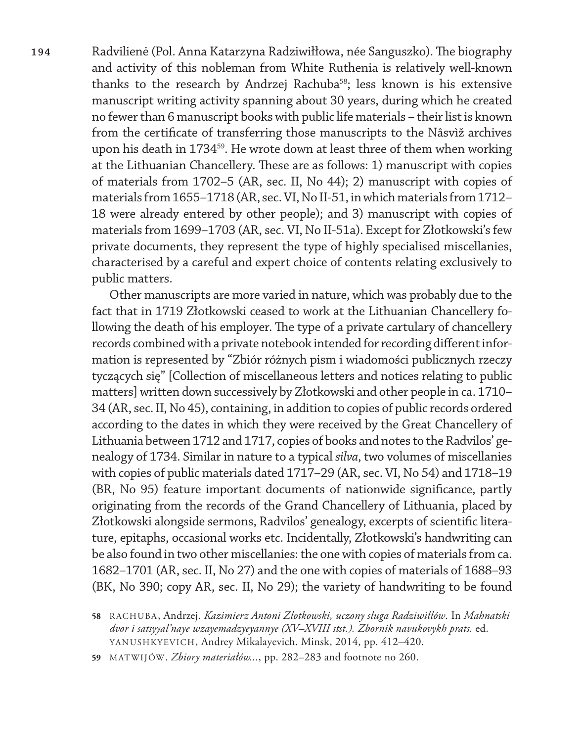Radvilienė (Pol. Anna Katarzyna Radziwiłłowa, née Sanguszko). The biography and activity of this nobleman from White Ruthenia is relatively well-known thanks to the research by Andrzej Rachuba[58]; less known is his extensive manuscript writing activity spanning about 30 years, during which he created no fewer than 6 manuscript books with public life materials – their list is known from the certificate of transferring those manuscripts to the Nâsvìž archives upon his death in 1734[59]. He wrote down at least three of them when working at the Lithuanian Chancellery. These are as follows: 1) manuscript with copies of materials from 1702–5 (AR, sec. II, No 44); 2) manuscript with copies of materials from 1655–1718 (AR, sec. VI, No II-51, in which materials from 1712–18 were already entered by other people); and 3) manuscript with copies of materials from 1699–1703 (AR, sec. VI, No II-51a). Except for Złotkowski's few private documents, they represent the type of highly specialised miscellanies, characterised by a careful and expert choice of contents relating exclusively to public matters.

Other manuscripts are more varied in nature, which was probably due to the fact that in 1719 Złotkowski ceased to work at the Lithuanian Chancellery following the death of his employer. The type of a private cartulary of chancellery records combined with a private notebook intended for recording different information is represented by "Zbiór różnych pism i wiadomości publicznych rzeczy tyczących się" [Collection of miscellaneous letters and notices relating to public matters] written down successively by Złotkowski and other people in ca. 1710–34 (AR, sec. II, No 45), containing, in addition to copies of public records ordered according to the dates in which they were received by the Great Chancellery of Lithuania between 1712 and 1717, copies of books and notes to the Radvilos' genealogy of 1734. Similar in nature to a typical *silva*, two volumes of miscellanies with copies of public materials dated 1717–29 (AR, sec. VI, No 54) and 1718–19 (BR, No 95) feature important documents of nationwide significance, partly originating from the records of the Grand Chancellery of Lithuania, placed by Złotkowski alongside sermons, Radvilos' genealogy, excerpts of scientific literature, epitaphs, occasional works etc. Incidentally, Złotkowski's handwriting can be also found in two other miscellanies: the one with copies of materials from ca. 1682–1701 (AR, sec. II, No 27) and the one with copies of materials of 1688–93 (BK, No 390; copy AR, sec. II, No 29); the variety of handwriting to be found

58 RACHUBA, Andrzej. *Kazimierz Antoni Złotkowski, uczony sługa Radziwiłłów*. In *Mahnatski dvor i satsyyal'naye wzayemadzyeyannye (XV–XVIII stst.). Zbornik navukovykh prats.* ed. YANUSHKYEVICH, Andrey Mikalayevich. Minsk, 2014, pp. 412–420.

59 MATWIJÓW. *Zbiory materiałów...*, pp. 282–283 and footnote no 260.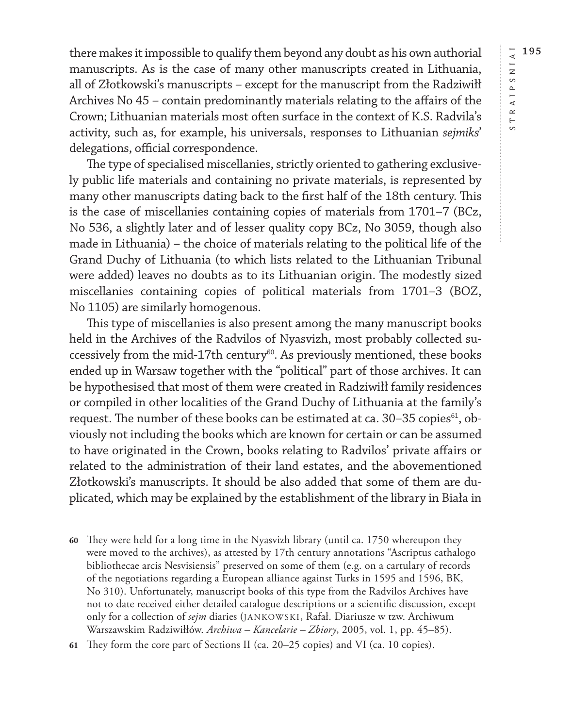there makes it impossible to qualify them beyond any doubt as his own authorial manuscripts. As is the case of many other manuscripts created in Lithuania, all of Złotkowski's manuscripts – except for the manuscript from the Radziwiłł Archives No 45 – contain predominantly materials relating to the affairs of the Crown; Lithuanian materials most often surface in the context of K.S. Radvila's activity, such as, for example, his universals, responses to Lithuanian *sejmiks*' delegations, official correspondence.

The type of specialised miscellanies, strictly oriented to gathering exclusively public life materials and containing no private materials, is represented by many other manuscripts dating back to the first half of the 18th century. This is the case of miscellanies containing copies of materials from 1701–7 (BCz, No 536, a slightly later and of lesser quality copy BCz, No 3059, though also made in Lithuania) – the choice of materials relating to the political life of the Grand Duchy of Lithuania (to which lists related to the Lithuanian Tribunal were added) leaves no doubts as to its Lithuanian origin. The modestly sized miscellanies containing copies of political materials from 1701–3 (BOZ, No 1105) are similarly homogenous.

This type of miscellanies is also present among the many manuscript books held in the Archives of the Radvilos of Nyasvizh, most probably collected successively from the mid-17th century[60]. As previously mentioned, these books ended up in Warsaw together with the "political" part of those archives. It can be hypothesised that most of them were created in Radziwiłł family residences or compiled in other localities of the Grand Duchy of Lithuania at the family's request. The number of these books can be estimated at ca. 30–35 copies[61], obviously not including the books which are known for certain or can be assumed to have originated in the Crown, books relating to Radvilos' private affairs or related to the administration of their land estates, and the abovementioned Złotkowski's manuscripts. It should be also added that some of them are duplicated, which may be explained by the establishment of the library in Biała in

**60** They were held for a long time in the Nyasvizh library (until ca. 1750 whereupon they were moved to the archives), as attested by 17th century annotations "Ascriptus cathalogo bibliothecae arcis Nesvisiensis" preserved on some of them (e.g. on a cartulary of records of the negotiations regarding a European alliance against Turks in 1595 and 1596, BK, No 310). Unfortunately, manuscript books of this type from the Radvilos Archives have not to date received either detailed catalogue descriptions or a scientific discussion, except only for a collection of *sejm* diaries (JANKOWSKI, Rafał. Diariusze w tzw. Archiwum Warszawskim Radziwiłłów. *Archiwa – Kancelarie – Zbiory*, 2005, vol. 1, pp. 45–85).

**61** They form the core part of Sections II (ca. 20–25 copies) and VI (ca. 10 copies).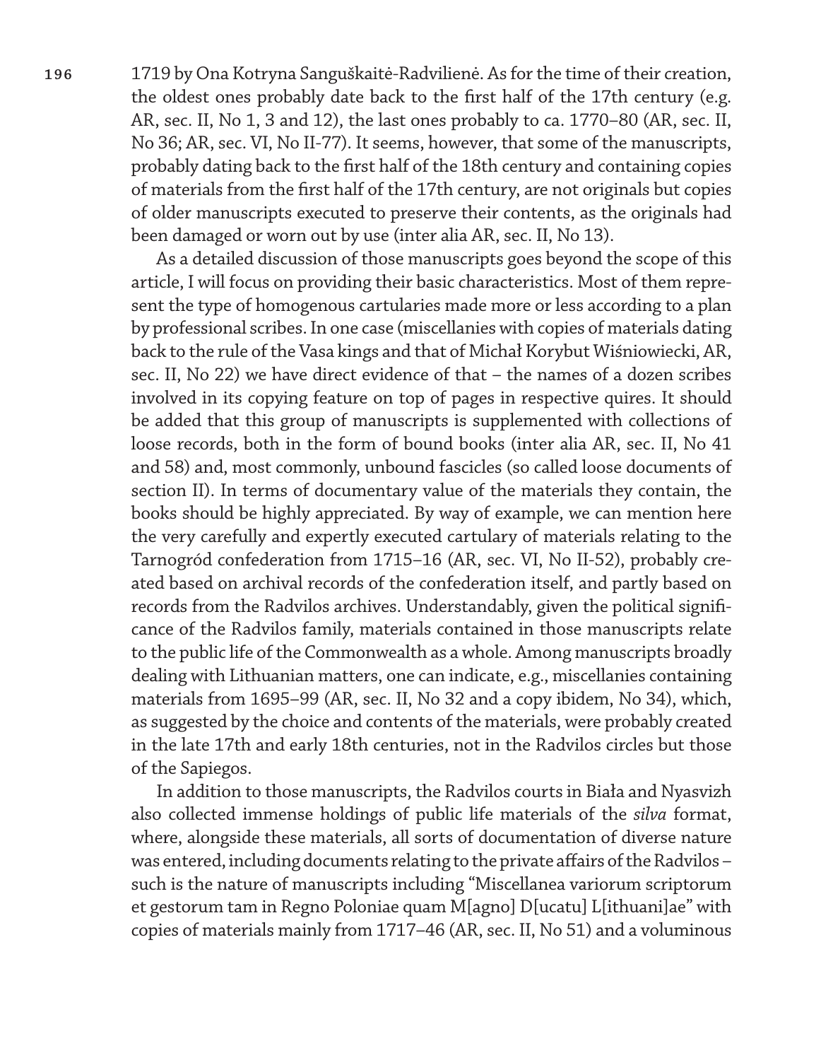1719 by Ona Kotryna Sanguškaitė-Radvilienė. As for the time of their creation, the oldest ones probably date back to the first half of the 17th century (e.g. AR, sec. II, No 1, 3 and 12), the last ones probably to ca. 1770–80 (AR, sec. II, No 36; AR, sec. VI, No II-77). It seems, however, that some of the manuscripts, probably dating back to the first half of the 18th century and containing copies of materials from the first half of the 17th century, are not originals but copies of older manuscripts executed to preserve their contents, as the originals had been damaged or worn out by use (inter alia AR, sec. II, No 13).

As a detailed discussion of those manuscripts goes beyond the scope of this article, I will focus on providing their basic characteristics. Most of them represent the type of homogenous cartularies made more or less according to a plan by professional scribes. In one case (miscellanies with copies of materials dating back to the rule of the Vasa kings and that of Michał Korybut Wiśniowiecki, AR, sec. II, No 22) we have direct evidence of that – the names of a dozen scribes involved in its copying feature on top of pages in respective quires. It should be added that this group of manuscripts is supplemented with collections of loose records, both in the form of bound books (inter alia AR, sec. II, No 41 and 58) and, most commonly, unbound fascicles (so called loose documents of section II). In terms of documentary value of the materials they contain, the books should be highly appreciated. By way of example, we can mention here the very carefully and expertly executed cartulary of materials relating to the Tarnogród confederation from 1715–16 (AR, sec. VI, No II-52), probably created based on archival records of the confederation itself, and partly based on records from the Radvilos archives. Understandably, given the political significance of the Radvilos family, materials contained in those manuscripts relate to the public life of the Commonwealth as a whole. Among manuscripts broadly dealing with Lithuanian matters, one can indicate, e.g., miscellanies containing materials from 1695–99 (AR, sec. II, No 32 and a copy ibidem, No 34), which, as suggested by the choice and contents of the materials, were probably created in the late 17th and early 18th centuries, not in the Radvilos circles but those of the Sapiegos.

In addition to those manuscripts, the Radvilos courts in Biała and Nyasvizh also collected immense holdings of public life materials of the *silva* format, where, alongside these materials, all sorts of documentation of diverse nature was entered, including documents relating to the private affairs of the Radvilos – such is the nature of manuscripts including "Miscellanea variorum scriptorum et gestorum tam in Regno Poloniae quam M[agno] D[ucatu] L[ithuani]ae" with copies of materials mainly from 1717–46 (AR, sec. II, No 51) and a voluminous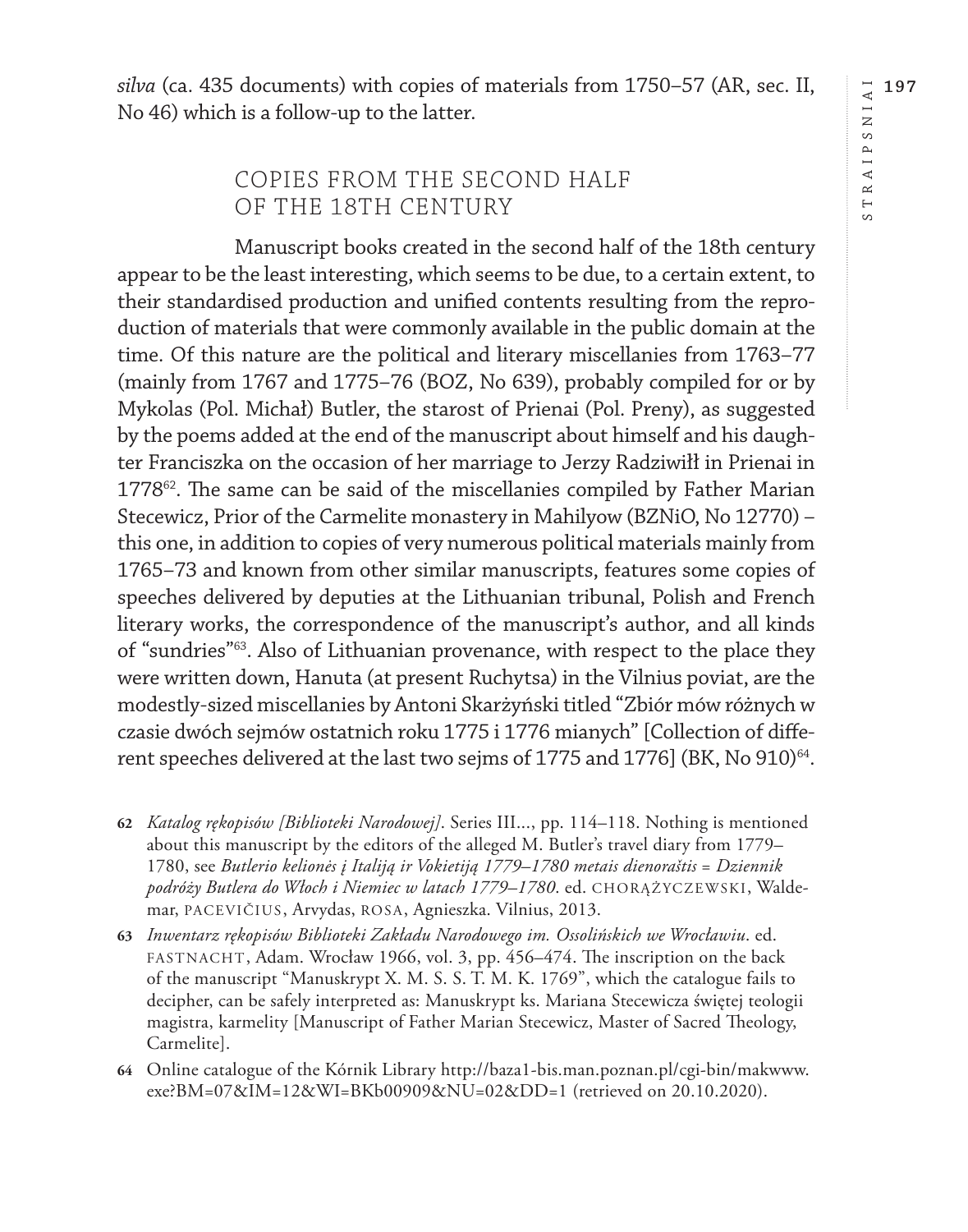*silva* (ca. 435 documents) with copies of materials from 1750–57 (AR, sec. II, No 46) which is a follow-up to the latter.

## COPIES FROM THE SECOND HALF OF THE 18TH CENTURY

Manuscript books created in the second half of the 18th century appear to be the least interesting, which seems to be due, to a certain extent, to their standardised production and unified contents resulting from the reproduction of materials that were commonly available in the public domain at the time. Of this nature are the political and literary miscellanies from 1763–77 (mainly from 1767 and 1775–76 (BOZ, No 639), probably compiled for or by Mykolas (Pol. Michał) Butler, the starost of Prienai (Pol. Preny), as suggested by the poems added at the end of the manuscript about himself and his daughter Franciszka on the occasion of her marriage to Jerzy Radziwiłł in Prienai in 1778[62]. The same can be said of the miscellanies compiled by Father Marian Stecewicz, Prior of the Carmelite monastery in Mahilyow (BZNiO, No 12770) – this one, in addition to copies of very numerous political materials mainly from 1765–73 and known from other similar manuscripts, features some copies of speeches delivered by deputies at the Lithuanian tribunal, Polish and French literary works, the correspondence of the manuscript's author, and all kinds of "sundries"[63]. Also of Lithuanian provenance, with respect to the place they were written down, Hanuta (at present Ruchytsa) in the Vilnius poviat, are the modestly-sized miscellanies by Antoni Skarżyński titled "Zbiór mów różnych w czasie dwóch sejmów ostatnich roku 1775 i 1776 mianych" [Collection of different speeches delivered at the last two sejms of 1775 and 1776] (BK, No 910)[64].

**62** *Katalog rękopisów [Biblioteki Narodowej]*. Series III..., pp. 114–118. Nothing is mentioned about this manuscript by the editors of the alleged M. Butler's travel diary from 1779–1780, see *Butlerio kelionės į Italiją ir Vokietiją 1779–1780 metais dienoraštis = Dziennik podróży Butlera do Włoch i Niemiec w latach 1779–1780*. ed. CHORĄŻYCZEWSKI, Waldemar, PACEVIČIUS, Arvydas, ROSA, Agnieszka. Vilnius, 2013.

**63** *Inwentarz rękopisów Biblioteki Zakładu Narodowego im. Ossolińskich we Wrocławiu*. ed. FASTNACHT, Adam. Wrocław 1966, vol. 3, pp. 456–474. The inscription on the back of the manuscript "Manuskrypt X. M. S. S. T. M. K. 1769", which the catalogue fails to decipher, can be safely interpreted as: Manuskrypt ks. Mariana Stecewicza świętej teologii magistra, karmelity [Manuscript of Father Marian Stecewicz, Master of Sacred Theology, Carmelite].

**64** Online catalogue of the Kórnik Library http://baza1-bis.man.poznan.pl/cgi-bin/makwww.exe?BM=07&IM=12&WI=BKb00909&NU=02&DD=1 (retrieved on 20.10.2020).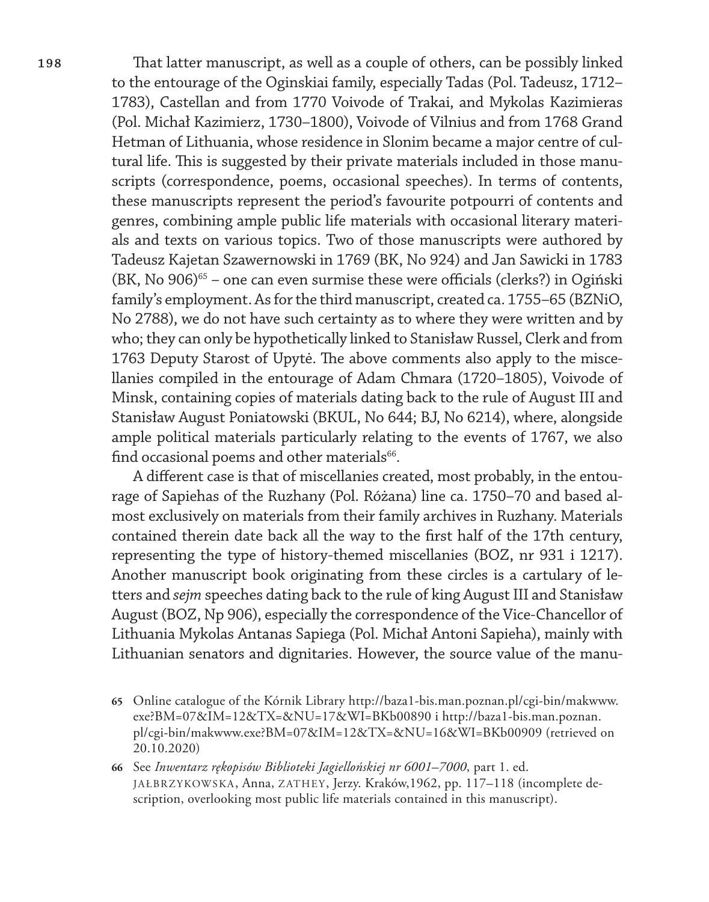That latter manuscript, as well as a couple of others, can be possibly linked to the entourage of the Oginskiai family, especially Tadas (Pol. Tadeusz, 1712–1783), Castellan and from 1770 Voivode of Trakai, and Mykolas Kazimieras (Pol. Michał Kazimierz, 1730–1800), Voivode of Vilnius and from 1768 Grand Hetman of Lithuania, whose residence in Slonim became a major centre of cultural life. This is suggested by their private materials included in those manuscripts (correspondence, poems, occasional speeches). In terms of contents, these manuscripts represent the period's favourite potpourri of contents and genres, combining ample public life materials with occasional literary materials and texts on various topics. Two of those manuscripts were authored by Tadeusz Kajetan Szawernowski in 1769 (BK, No 924) and Jan Sawicki in 1783 (BK, No 906)[65] – one can even surmise these were officials (clerks?) in Ogiński family's employment. As for the third manuscript, created ca. 1755–65 (BZNiO, No 2788), we do not have such certainty as to where they were written and by who; they can only be hypothetically linked to Stanisław Russel, Clerk and from 1763 Deputy Starost of Upytė. The above comments also apply to the miscellanies compiled in the entourage of Adam Chmara (1720–1805), Voivode of Minsk, containing copies of materials dating back to the rule of August III and Stanisław August Poniatowski (BKUL, No 644; BJ, No 6214), where, alongside ample political materials particularly relating to the events of 1767, we also find occasional poems and other materials[66].

A different case is that of miscellanies created, most probably, in the entourage of Sapiehas of the Ruzhany (Pol. Różana) line ca. 1750–70 and based almost exclusively on materials from their family archives in Ruzhany. Materials contained therein date back all the way to the first half of the 17th century, representing the type of history-themed miscellanies (BOZ, nr 931 i 1217). Another manuscript book originating from these circles is a cartulary of letters and *sejm* speeches dating back to the rule of king August III and Stanisław August (BOZ, Np 906), especially the correspondence of the Vice-Chancellor of Lithuania Mykolas Antanas Sapiega (Pol. Michał Antoni Sapieha), mainly with Lithuanian senators and dignitaries. However, the source value of the manu-

65 Online catalogue of the Kórnik Library http://baza1-bis.man.poznan.pl/cgi-bin/makwww.exe?BM=07&IM=12&TX=&NU=17&WI=BKb00890 i http://baza1-bis.man.poznan.pl/cgi-bin/makwww.exe?BM=07&IM=12&TX=&NU=16&WI=BKb00909 (retrieved on 20.10.2020)

66 See *Inwentarz rękopisów Biblioteki Jagiellońskiej nr 6001–7000*, part 1. ed. JAŁBRZYKOWSKA, Anna, ZATHEY, Jerzy. Kraków,1962, pp. 117–118 (incomplete description, overlooking most public life materials contained in this manuscript).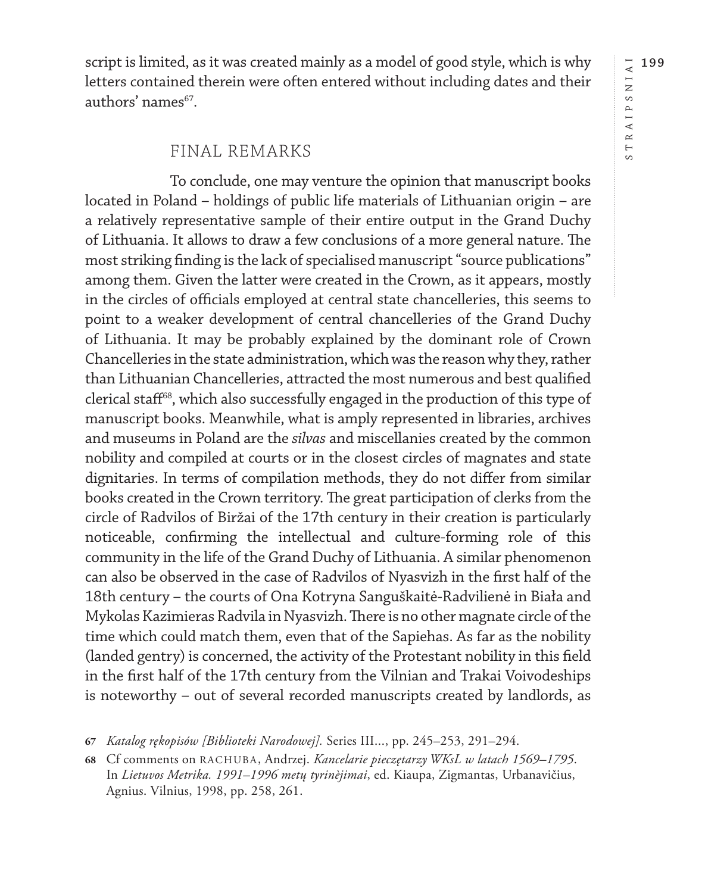script is limited, as it was created mainly as a model of good style, which is why letters contained therein were often entered without including dates and their authors' names[67].

## FINAL REMARKS

To conclude, one may venture the opinion that manuscript books located in Poland – holdings of public life materials of Lithuanian origin – are a relatively representative sample of their entire output in the Grand Duchy of Lithuania. It allows to draw a few conclusions of a more general nature. The most striking finding is the lack of specialised manuscript "source publications" among them. Given the latter were created in the Crown, as it appears, mostly in the circles of officials employed at central state chancelleries, this seems to point to a weaker development of central chancelleries of the Grand Duchy of Lithuania. It may be probably explained by the dominant role of Crown Chancelleries in the state administration, which was the reason why they, rather than Lithuanian Chancelleries, attracted the most numerous and best qualified clerical staff[68], which also successfully engaged in the production of this type of manuscript books. Meanwhile, what is amply represented in libraries, archives and museums in Poland are the *silvas* and miscellanies created by the common nobility and compiled at courts or in the closest circles of magnates and state dignitaries. In terms of compilation methods, they do not differ from similar books created in the Crown territory. The great participation of clerks from the circle of Radvilos of Biržai of the 17th century in their creation is particularly noticeable, confirming the intellectual and culture-forming role of this community in the life of the Grand Duchy of Lithuania. A similar phenomenon can also be observed in the case of Radvilos of Nyasvizh in the first half of the 18th century – the courts of Ona Kotryna Sanguškaitė-Radvilienė in Biała and Mykolas Kazimieras Radvila in Nyasvizh. There is no other magnate circle of the time which could match them, even that of the Sapiehas. As far as the nobility (landed gentry) is concerned, the activity of the Protestant nobility in this field in the first half of the 17th century from the Vilnian and Trakai Voivodeships is noteworthy – out of several recorded manuscripts created by landlords, as

**67** *Katalog rękopisów [Biblioteki Narodowej].* Series III..., pp. 245–253, 291–294.

**68** Cf comments on RACHUBA, Andrzej. *Kancelarie pieczętarzy WKsL w latach 1569–1795*. In *Lietuvos Metrika. 1991–1996 metų tyrinėjimai*, ed. Kiaupa, Zigmantas, Urbanavičius, Agnius. Vilnius, 1998, pp. 258, 261.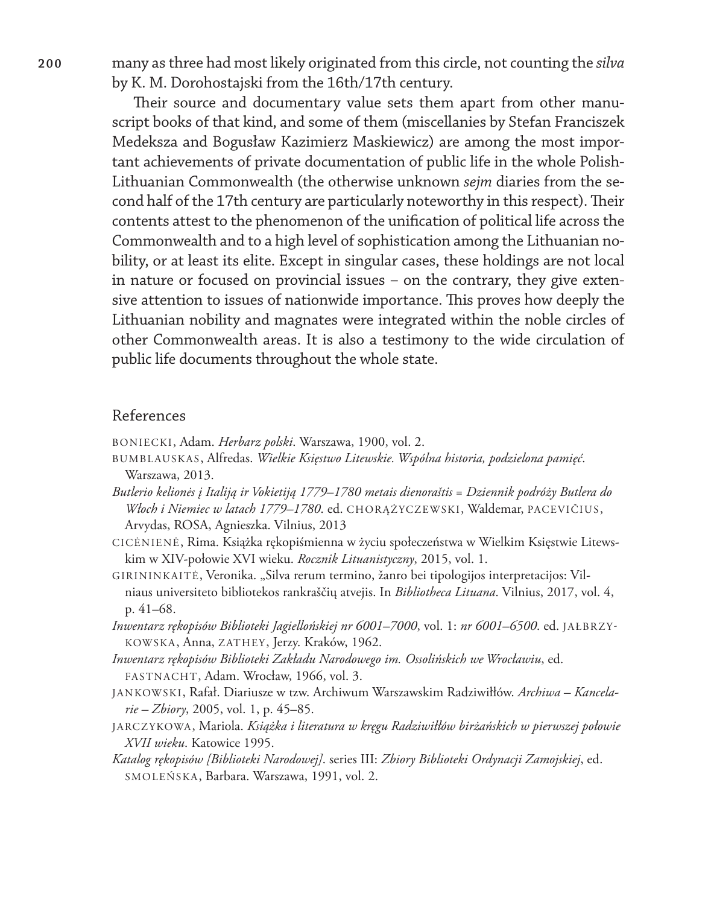many as three had most likely originated from this circle, not counting the *silva* by K. M. Dorohostajski from the 16th/17th century.

Their source and documentary value sets them apart from other manuscript books of that kind, and some of them (miscellanies by Stefan Franciszek Medeksza and Bogusław Kazimierz Maskiewicz) are among the most important achievements of private documentation of public life in the whole Polish-Lithuanian Commonwealth (the otherwise unknown *sejm* diaries from the second half of the 17th century are particularly noteworthy in this respect). Their contents attest to the phenomenon of the unification of political life across the Commonwealth and to a high level of sophistication among the Lithuanian nobility, or at least its elite. Except in singular cases, these holdings are not local in nature or focused on provincial issues – on the contrary, they give extensive attention to issues of nationwide importance. This proves how deeply the Lithuanian nobility and magnates were integrated within the noble circles of other Commonwealth areas. It is also a testimony to the wide circulation of public life documents throughout the whole state.

## References

BONIECKI, Adam. *Herbarz polski*. Warszawa, 1900, vol. 2.

BUMBLAUSKAS, Alfredas. *Wielkie Księstwo Litewskie. Wspólna historia, podzielona pamięć*. Warszawa, 2013.

*Butlerio kelionės į Italiją ir Vokietiją 1779–1780 metais dienoraštis = Dziennik podróży Butlera do Włoch i Niemiec w latach 1779–1780*. ed. CHORĄŻYCZEWSKI, Waldemar, PACEVIČIUS, Arvydas, ROSA, Agnieszka. Vilnius, 2013

CICĖNIENĖ, Rima. Książka rękopiśmienna w życiu społeczeństwa w Wielkim Księstwie Litewskim w XIV-połowie XVI wieku. *Rocznik Lituanistyczny*, 2015, vol. 1.

GIRININKAITĖ, Veronika. „Silva rerum termino, žanro bei tipologijos interpretacijos: Vilniaus universiteto bibliotekos rankraščių atvejis. In *Bibliotheca Lituana*. Vilnius, 2017, vol. 4, p. 41–68.

*Inwentarz rękopisów Biblioteki Jagiellońskiej nr 6001–7000*, vol. 1: *nr 6001–6500*. ed. JAŁBRZYKOWSKA, Anna, ZATHEY, Jerzy. Kraków, 1962.

*Inwentarz rękopisów Biblioteki Zakładu Narodowego im. Ossolińskich we Wrocławiu*, ed. FASTNACHT, Adam. Wrocław, 1966, vol. 3.

JANKOWSKI, Rafał. Diariusze w tzw. Archiwum Warszawskim Radziwiłłów. *Archiwa – Kancelarie – Zbiory*, 2005, vol. 1, p. 45–85.

JARCZYKOWA, Mariola. *Książka i literatura w kręgu Radziwiłłów birżańskich w pierwszej połowie XVII wieku*. Katowice 1995.

*Katalog rękopisów [Biblioteki Narodowej]*. series III: *Zbiory Biblioteki Ordynacji Zamojskiej*, ed. SMOLEŃSKA, Barbara. Warszawa, 1991, vol. 2.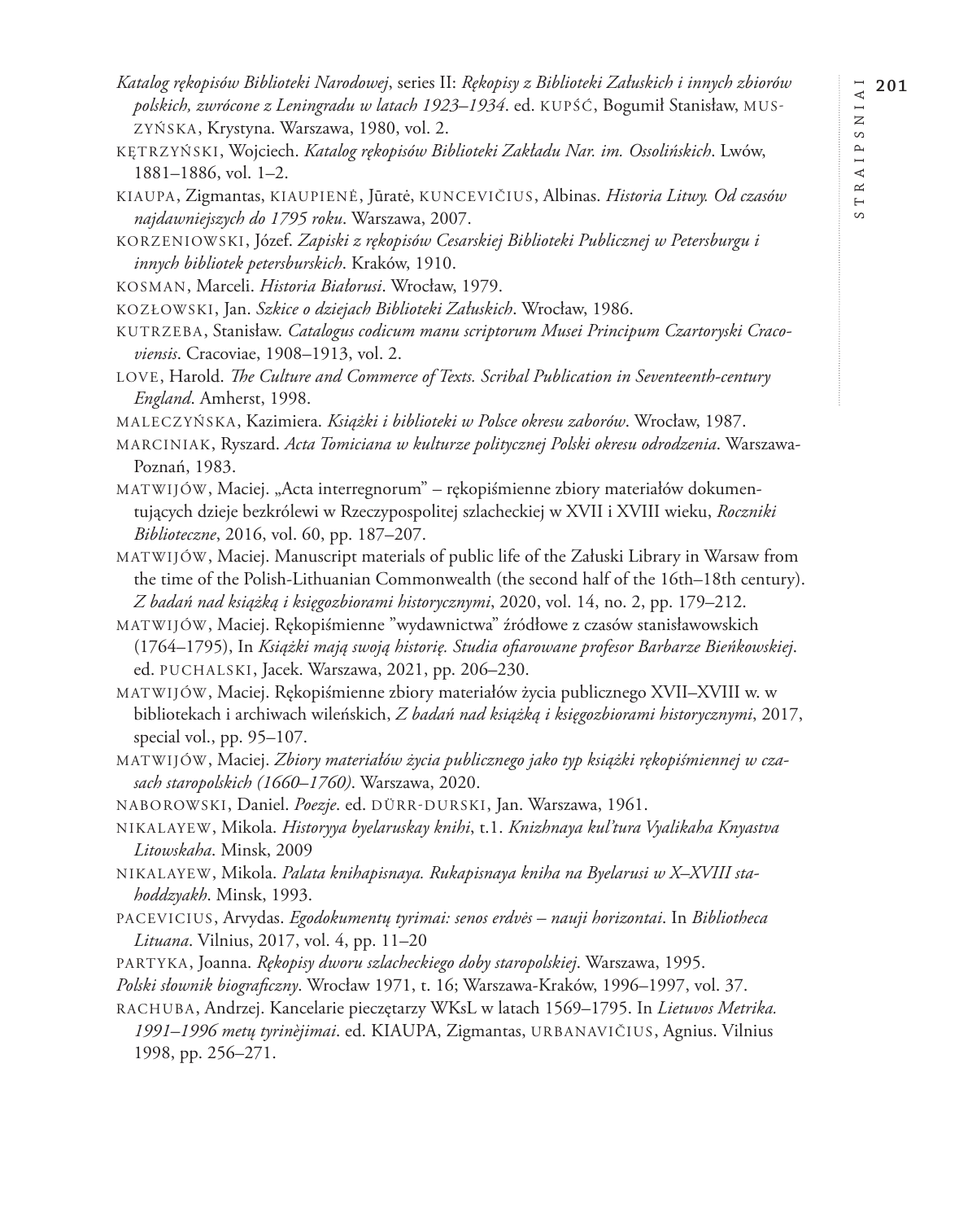*Katalog rękopisów Biblioteki Narodowej*, series II: *Rękopisy z Biblioteki Załuskich i innych zbiorów polskich, zwrócone z Leningradu w latach 1923–1934*. ed. KUPŚĆ, Bogumił Stanisław, MUSZYŃSKA, Krystyna. Warszawa, 1980, vol. 2.

KĘTRZYŃSKI, Wojciech. *Katalog rękopisów Biblioteki Zakładu Nar. im. Ossolińskich*. Lwów, 1881–1886, vol. 1–2.

KIAUPA, Zigmantas, KIAUPIENĖ, Jūratė, KUNCEVIČIUS, Albinas. *Historia Litwy. Od czasów najdawniejszych do 1795 roku*. Warszawa, 2007.

KORZENIOWSKI, Józef. *Zapiski z rękopisów Cesarskiej Biblioteki Publicznej w Petersburgu i innych bibliotek petersburskich*. Kraków, 1910.

KOSMAN, Marceli. *Historia Białorusi*. Wrocław, 1979.

KOZŁOWSKI, Jan. *Szkice o dziejach Biblioteki Załuskich*. Wrocław, 1986.

KUTRZEBA, Stanisław. *Catalogus codicum manu scriptorum Musei Principum Czartoryski Cracoviensis*. Cracoviae, 1908–1913, vol. 2.

LOVE, Harold. *The Culture and Commerce of Texts. Scribal Publication in Seventeenth-century England*. Amherst, 1998.

MALECZYŃSKA, Kazimiera. *Książki i biblioteki w Polsce okresu zaborów*. Wrocław, 1987.

MARCINIAK, Ryszard. *Acta Tomiciana w kulturze politycznej Polski okresu odrodzenia*. Warszawa-Poznań, 1983.

MATWIJÓW, Maciej. „Acta interregnorum" – rękopiśmienne zbiory materiałów dokumentujących dzieje bezkrólewi w Rzeczypospolitej szlacheckiej w XVII i XVIII wieku, *Roczniki Biblioteczne*, 2016, vol. 60, pp. 187–207.

MATWIJÓW, Maciej. Manuscript materials of public life of the Załuski Library in Warsaw from the time of the Polish-Lithuanian Commonwealth (the second half of the 16th–18th century). *Z badań nad książką i księgozbiorami historycznymi*, 2020, vol. 14, no. 2, pp. 179–212.

MATWIJÓW, Maciej. Rękopiśmienne "wydawnictwa" źródłowe z czasów stanisławowskich (1764–1795), In *Książki mają swoją historię. Studia ofiarowane profesor Barbarze Bieńkowskiej*. ed. PUCHALSKI, Jacek. Warszawa, 2021, pp. 206–230.

MATWIJÓW, Maciej. Rękopiśmienne zbiory materiałów życia publicznego XVII–XVIII w. w bibliotekach i archiwach wileńskich, *Z badań nad książką i księgozbiorami historycznymi*, 2017, special vol., pp. 95–107.

MATWIJÓW, Maciej. *Zbiory materiałów życia publicznego jako typ książki rękopiśmiennej w czasach staropolskich (1660–1760)*. Warszawa, 2020.

NABOROWSKI, Daniel. *Poezje*. ed. DÜRR-DURSKI, Jan. Warszawa, 1961.

NIKALAYEW, Mikola. *Historyya byelaruskay knihi*, t.1. *Knizhnaya kul'tura Vyalikaha Knyastva Litowskaha*. Minsk, 2009

NIKALAYEW, Mikola. *Palata knihapisnaya. Rukapisnaya kniha na Byelarusi w X–XVIII stahoddzyakh*. Minsk, 1993.

PACEVICIUS, Arvydas. *Egodokumentų tyrimai: senos erdvės – nauji horizontai*. In *Bibliotheca Lituana*. Vilnius, 2017, vol. 4, pp. 11–20

PARTYKA, Joanna. *Rękopisy dworu szlacheckiego doby staropolskiej*. Warszawa, 1995.

*Polski słownik biograficzny*. Wrocław 1971, t. 16; Warszawa-Kraków, 1996–1997, vol. 37.

RACHUBA, Andrzej. Kancelarie pieczętarzy WKsL w latach 1569–1795. In *Lietuvos Metrika. 1991–1996 metų tyrinėjimai*. ed. KIAUPA, Zigmantas, URBANAVIČIUS, Agnius. Vilnius 1998, pp. 256–271.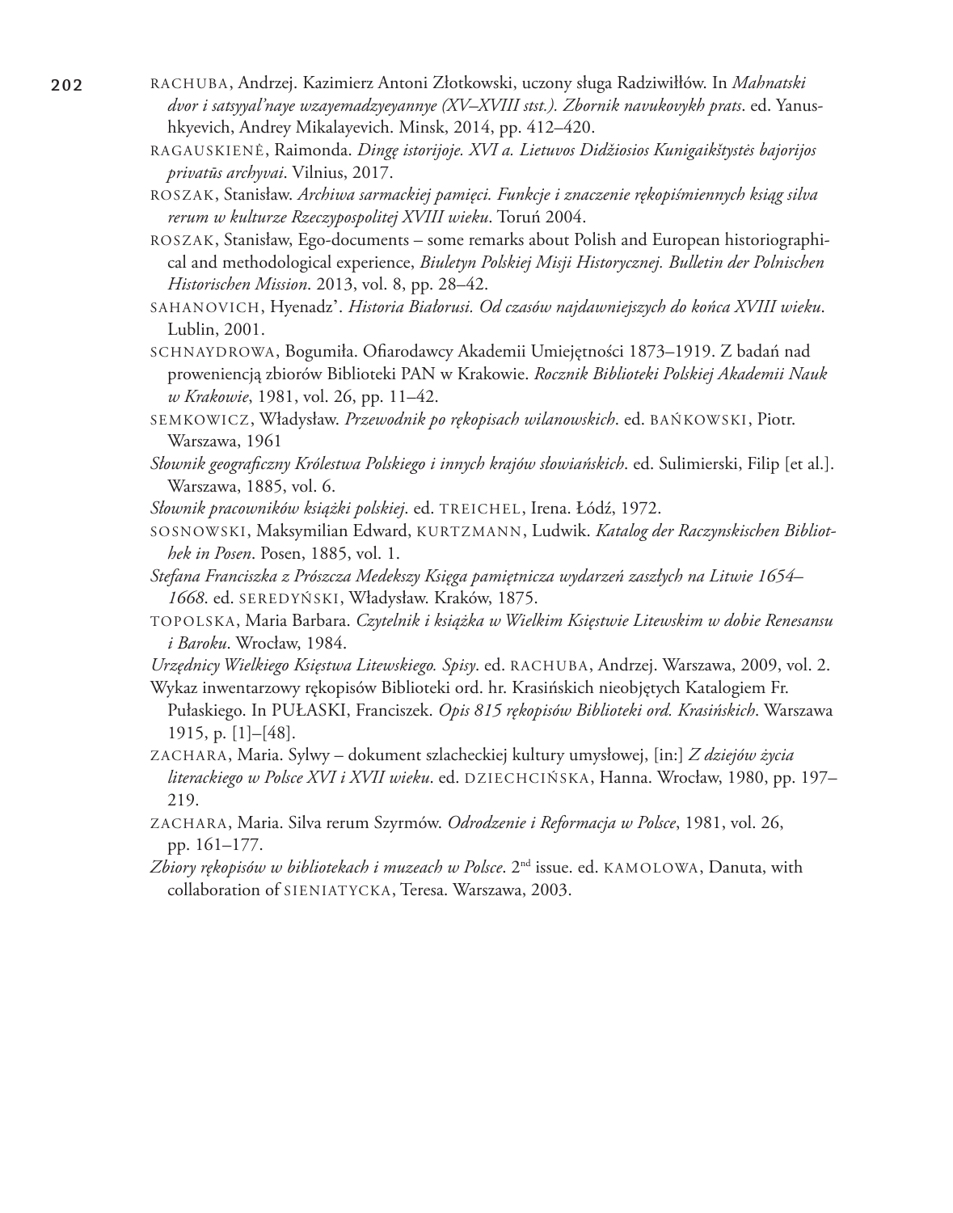RACHUBA, Andrzej. Kazimierz Antoni Złotkowski, uczony sługa Radziwiłłów. In *Mahnatski dvor i satsyyal'naye wzayemadzyeyannye (XV–XVIII stst.). Zbornik navukovykh prats*. ed. Yanushkyevich, Andrey Mikalayevich. Minsk, 2014, pp. 412–420.

RAGAUSKIENĖ, Raimonda. *Dingę istorijoje. XVI a. Lietuvos Didžiosios Kunigaikštystės bajorijos privatūs archyvai*. Vilnius, 2017.

ROSZAK, Stanisław. *Archiwa sarmackiej pamięci. Funkcje i znaczenie rękopiśmiennych ksiąg silva rerum w kulturze Rzeczypospolitej XVIII wieku*. Toruń 2004.

ROSZAK, Stanisław, Ego-documents – some remarks about Polish and European historiographical and methodological experience, *Biuletyn Polskiej Misji Historycznej. Bulletin der Polnischen Historischen Mission*. 2013, vol. 8, pp. 28–42.

SAHANOVICH, Hyenadz'. *Historia Białorusi. Od czasów najdawniejszych do końca XVIII wieku*. Lublin, 2001.

SCHNAYDROWA, Bogumiła. Ofiarodawcy Akademii Umiejętności 1873–1919. Z badań nad proweniencją zbiorów Biblioteki PAN w Krakowie. *Rocznik Biblioteki Polskiej Akademii Nauk w Krakowie*, 1981, vol. 26, pp. 11–42.

SEMKOWICZ, Władysław. *Przewodnik po rękopisach wilanowskich*. ed. BAŃKOWSKI, Piotr. Warszawa, 1961

*Słownik geograficzny Królestwa Polskiego i innych krajów słowiańskich*. ed. Sulimierski, Filip [et al.]. Warszawa, 1885, vol. 6.

*Słownik pracowników książki polskiej*. ed. TREICHEL, Irena. Łódź, 1972.

SOSNOWSKI, Maksymilian Edward, KURTZMANN, Ludwik. *Katalog der Raczynskischen Bibliothek in Posen*. Posen, 1885, vol. 1.

*Stefana Franciszka z Prószcza Medekszy Księga pamiętnicza wydarzeń zaszłych na Litwie 1654–1668*. ed. SEREDYŃSKI, Władysław. Kraków, 1875.

TOPOLSKA, Maria Barbara. *Czytelnik i książka w Wielkim Księstwie Litewskim w dobie Renesansu i Baroku*. Wrocław, 1984.

*Urzędnicy Wielkiego Księstwa Litewskiego. Spisy*. ed. RACHUBA, Andrzej. Warszawa, 2009, vol. 2.

Wykaz inwentarzowy rękopisów Biblioteki ord. hr. Krasińskich nieobjętych Katalogiem Fr. Pułaskiego. In PUŁASKI, Franciszek. *Opis 815 rękopisów Biblioteki ord. Krasińskich*. Warszawa 1915, p. [1]–[48].

ZACHARA, Maria. Sylwy – dokument szlacheckiej kultury umysłowej, [in:] *Z dziejów życia literackiego w Polsce XVI i XVII wieku*. ed. DZIECHCIŃSKA, Hanna. Wrocław, 1980, pp. 197–219.

ZACHARA, Maria. Silva rerum Szyrmów. *Odrodzenie i Reformacja w Polsce*, 1981, vol. 26, pp. 161–177.

*Zbiory rękopisów w bibliotekach i muzeach w Polsce*. 2nd issue. ed. KAMOLOWA, Danuta, with collaboration of SIENIATYCKA, Teresa. Warszawa, 2003.